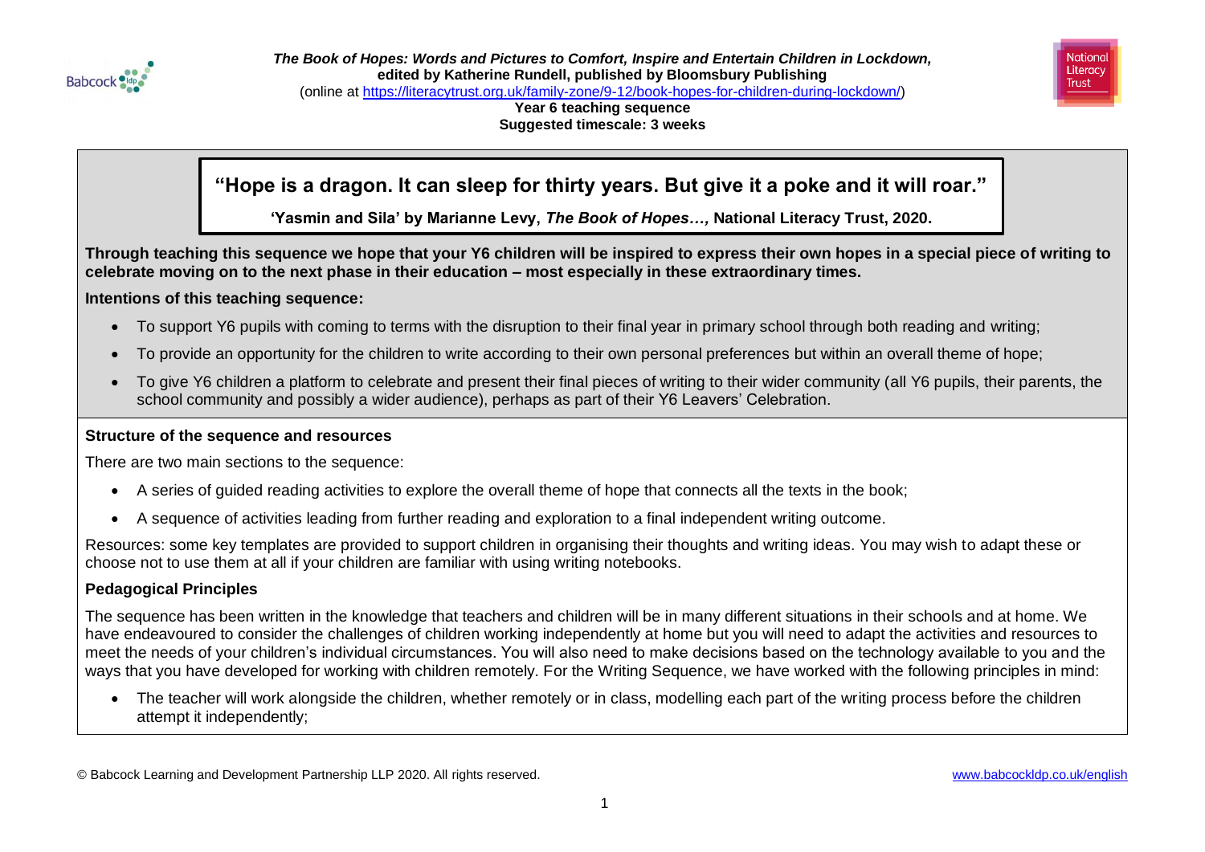***The Book of Hopes: Words and Pictures to Comfort, Inspire and Entertain Children in Lockdown,***
**edited by Katherine Rundell, published by Bloomsbury Publishing**
(online at https://literacytrust.org.uk/family-zone/9-12/book-hopes-for-children-during-lockdown/)
**Year 6 teaching sequence**
**Suggested timescale: 3 weeks**

## "Hope is a dragon. It can sleep for thirty years. But give it a poke and it will roar."

**'Yasmin and Sila' by Marianne Levy, *The Book of Hopes…,* National Literacy Trust, 2020.**

**Through teaching this sequence we hope that your Y6 children will be inspired to express their own hopes in a special piece of writing to celebrate moving on to the next phase in their education – most especially in these extraordinary times.**

**Intentions of this teaching sequence:**

- To support Y6 pupils with coming to terms with the disruption to their final year in primary school through both reading and writing;
- To provide an opportunity for the children to write according to their own personal preferences but within an overall theme of hope;
- To give Y6 children a platform to celebrate and present their final pieces of writing to their wider community (all Y6 pupils, their parents, the school community and possibly a wider audience), perhaps as part of their Y6 Leavers' Celebration.

### Structure of the sequence and resources

There are two main sections to the sequence:

- A series of guided reading activities to explore the overall theme of hope that connects all the texts in the book;
- A sequence of activities leading from further reading and exploration to a final independent writing outcome.

Resources: some key templates are provided to support children in organising their thoughts and writing ideas. You may wish to adapt these or choose not to use them at all if your children are familiar with using writing notebooks.

### Pedagogical Principles

The sequence has been written in the knowledge that teachers and children will be in many different situations in their schools and at home. We have endeavoured to consider the challenges of children working independently at home but you will need to adapt the activities and resources to meet the needs of your children's individual circumstances. You will also need to make decisions based on the technology available to you and the ways that you have developed for working with children remotely. For the Writing Sequence, we have worked with the following principles in mind:

- The teacher will work alongside the children, whether remotely or in class, modelling each part of the writing process before the children attempt it independently;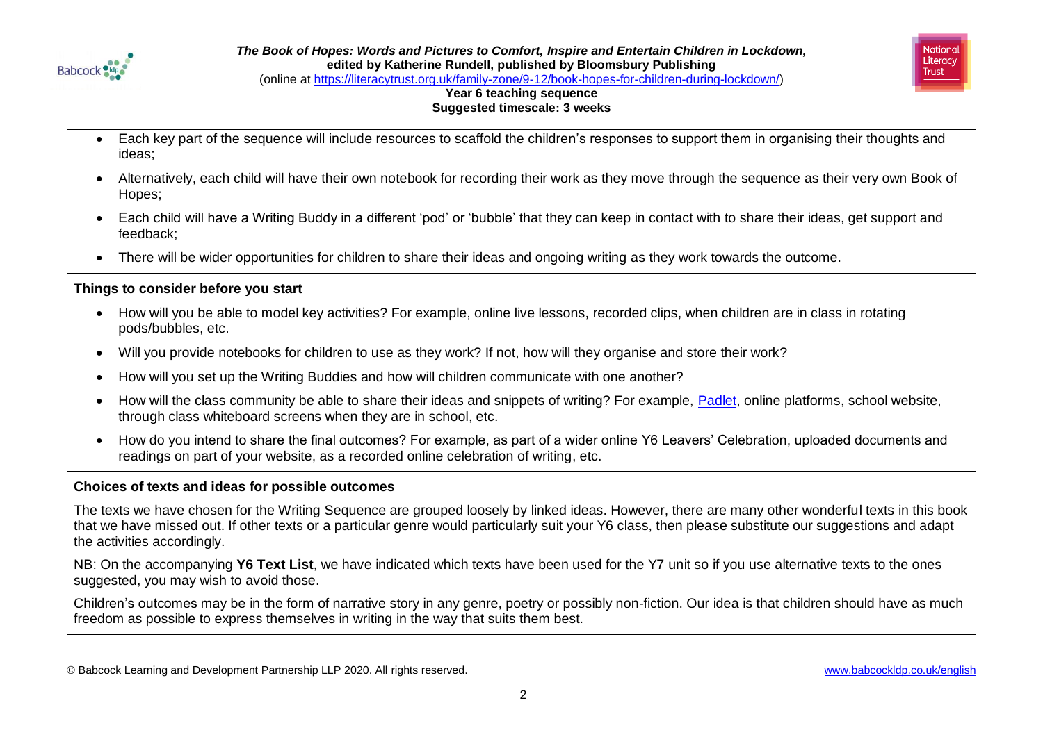- Each key part of the sequence will include resources to scaffold the children's responses to support them in organising their thoughts and ideas;
- Alternatively, each child will have their own notebook for recording their work as they move through the sequence as their very own Book of Hopes;
- Each child will have a Writing Buddy in a different 'pod' or 'bubble' that they can keep in contact with to share their ideas, get support and feedback;
- There will be wider opportunities for children to share their ideas and ongoing writing as they work towards the outcome.

**Things to consider before you start**

- How will you be able to model key activities? For example, online live lessons, recorded clips, when children are in class in rotating pods/bubbles, etc.
- Will you provide notebooks for children to use as they work? If not, how will they organise and store their work?
- How will you set up the Writing Buddies and how will children communicate with one another?
- How will the class community be able to share their ideas and snippets of writing? For example, [Padlet](), online platforms, school website, through class whiteboard screens when they are in school, etc.
- How do you intend to share the final outcomes? For example, as part of a wider online Y6 Leavers' Celebration, uploaded documents and readings on part of your website, as a recorded online celebration of writing, etc.

**Choices of texts and ideas for possible outcomes**

The texts we have chosen for the Writing Sequence are grouped loosely by linked ideas. However, there are many other wonderful texts in this book that we have missed out. If other texts or a particular genre would particularly suit your Y6 class, then please substitute our suggestions and adapt the activities accordingly.

NB: On the accompanying **Y6 Text List**, we have indicated which texts have been used for the Y7 unit so if you use alternative texts to the ones suggested, you may wish to avoid those.

Children's outcomes may be in the form of narrative story in any genre, poetry or possibly non-fiction. Our idea is that children should have as much freedom as possible to express themselves in writing in the way that suits them best.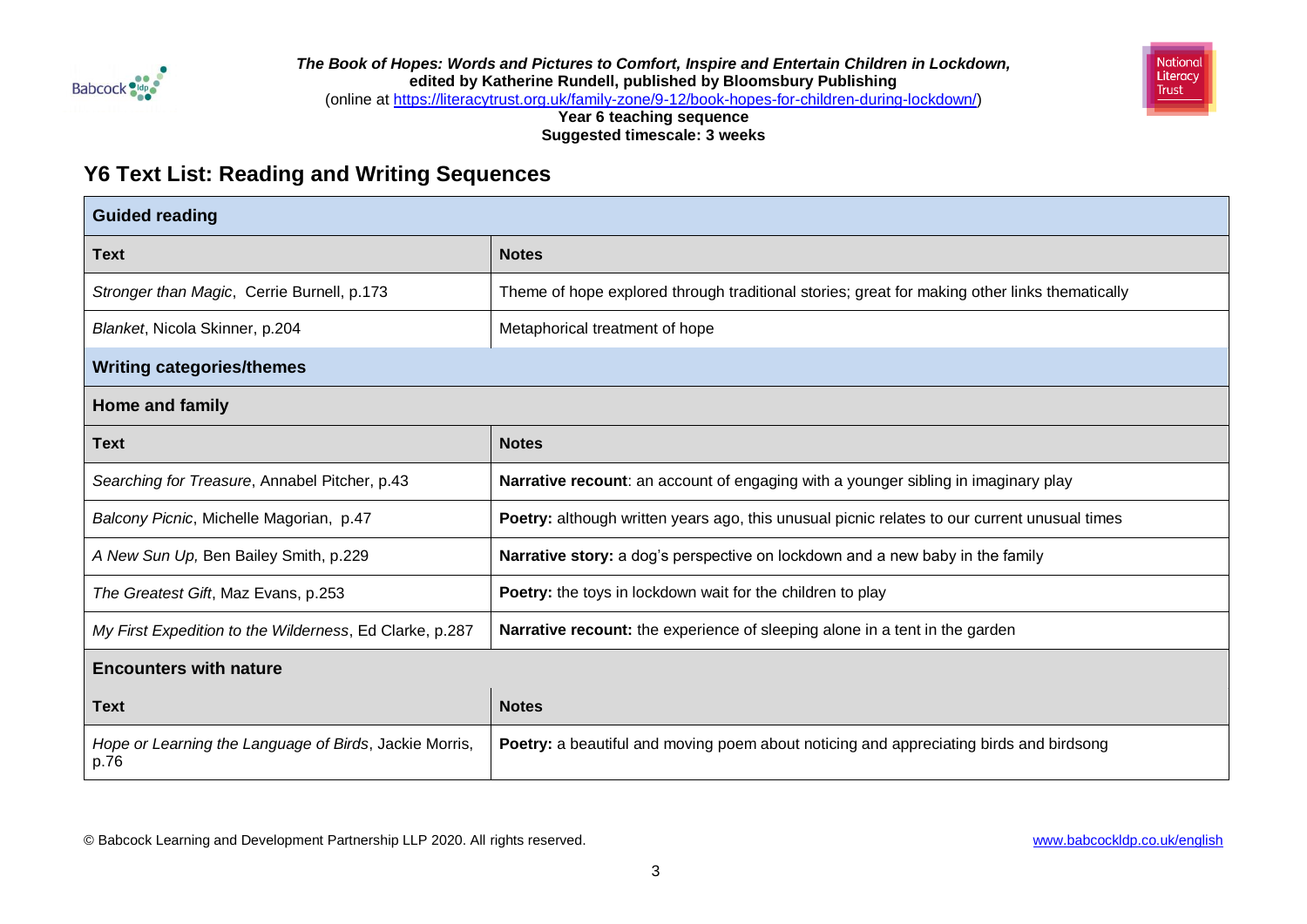*The Book of Hopes: Words and Pictures to Comfort, Inspire and Entertain Children in Lockdown,*
**edited by Katherine Rundell, published by Bloomsbury Publishing**
(online at https://literacytrust.org.uk/family-zone/9-12/book-hopes-for-children-during-lockdown/)
**Year 6 teaching sequence**
**Suggested timescale: 3 weeks**

## Y6 Text List: Reading and Writing Sequences

| **Guided reading** | |
|---|---|
| **Text** | **Notes** |
| *Stronger than Magic*, Cerrie Burnell, p.173 | Theme of hope explored through traditional stories; great for making other links thematically |
| *Blanket*, Nicola Skinner, p.204 | Metaphorical treatment of hope |
| **Writing categories/themes** | |
| **Home and family** | |
| **Text** | **Notes** |
| *Searching for Treasure*, Annabel Pitcher, p.43 | **Narrative recount**: an account of engaging with a younger sibling in imaginary play |
| *Balcony Picnic*, Michelle Magorian, p.47 | **Poetry:** although written years ago, this unusual picnic relates to our current unusual times |
| *A New Sun Up,* Ben Bailey Smith, p.229 | **Narrative story:** a dog's perspective on lockdown and a new baby in the family |
| *The Greatest Gift*, Maz Evans, p.253 | **Poetry:** the toys in lockdown wait for the children to play |
| *My First Expedition to the Wilderness*, Ed Clarke, p.287 | **Narrative recount:** the experience of sleeping alone in a tent in the garden |
| **Encounters with nature** | |
| **Text** | **Notes** |
| *Hope or Learning the Language of Birds*, Jackie Morris, p.76 | **Poetry:** a beautiful and moving poem about noticing and appreciating birds and birdsong |

© Babcock Learning and Development Partnership LLP 2020. All rights reserved. www.babcockldp.co.uk/english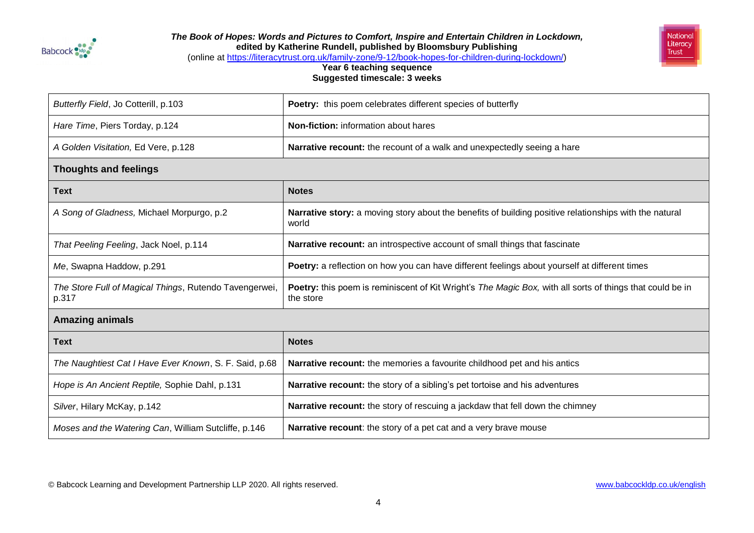| | |
|---|---|
| *Butterfly Field*, Jo Cotterill, p.103 | **Poetry:** this poem celebrates different species of butterfly |
| *Hare Time*, Piers Torday, p.124 | **Non-fiction:** information about hares |
| *A Golden Visitation,* Ed Vere, p.128 | **Narrative recount:** the recount of a walk and unexpectedly seeing a hare |

**Thoughts and feelings**

| Text | Notes |
|---|---|
| *A Song of Gladness,* Michael Morpurgo, p.2 | **Narrative story:** a moving story about the benefits of building positive relationships with the natural world |
| *That Peeling Feeling*, Jack Noel, p.114 | **Narrative recount:** an introspective account of small things that fascinate |
| *Me*, Swapna Haddow, p.291 | **Poetry:** a reflection on how you can have different feelings about yourself at different times |
| *The Store Full of Magical Things*, Rutendo Tavengerwei, p.317 | **Poetry:** this poem is reminiscent of Kit Wright's *The Magic Box,* with all sorts of things that could be in the store |

**Amazing animals**

| Text | Notes |
|---|---|
| *The Naughtiest Cat I Have Ever Known*, S. F. Said, p.68 | **Narrative recount:** the memories a favourite childhood pet and his antics |
| *Hope is An Ancient Reptile,* Sophie Dahl, p.131 | **Narrative recount:** the story of a sibling's pet tortoise and his adventures |
| *Silver*, Hilary McKay, p.142 | **Narrative recount:** the story of rescuing a jackdaw that fell down the chimney |
| *Moses and the Watering Can*, William Sutcliffe, p.146 | **Narrative recount**: the story of a pet cat and a very brave mouse |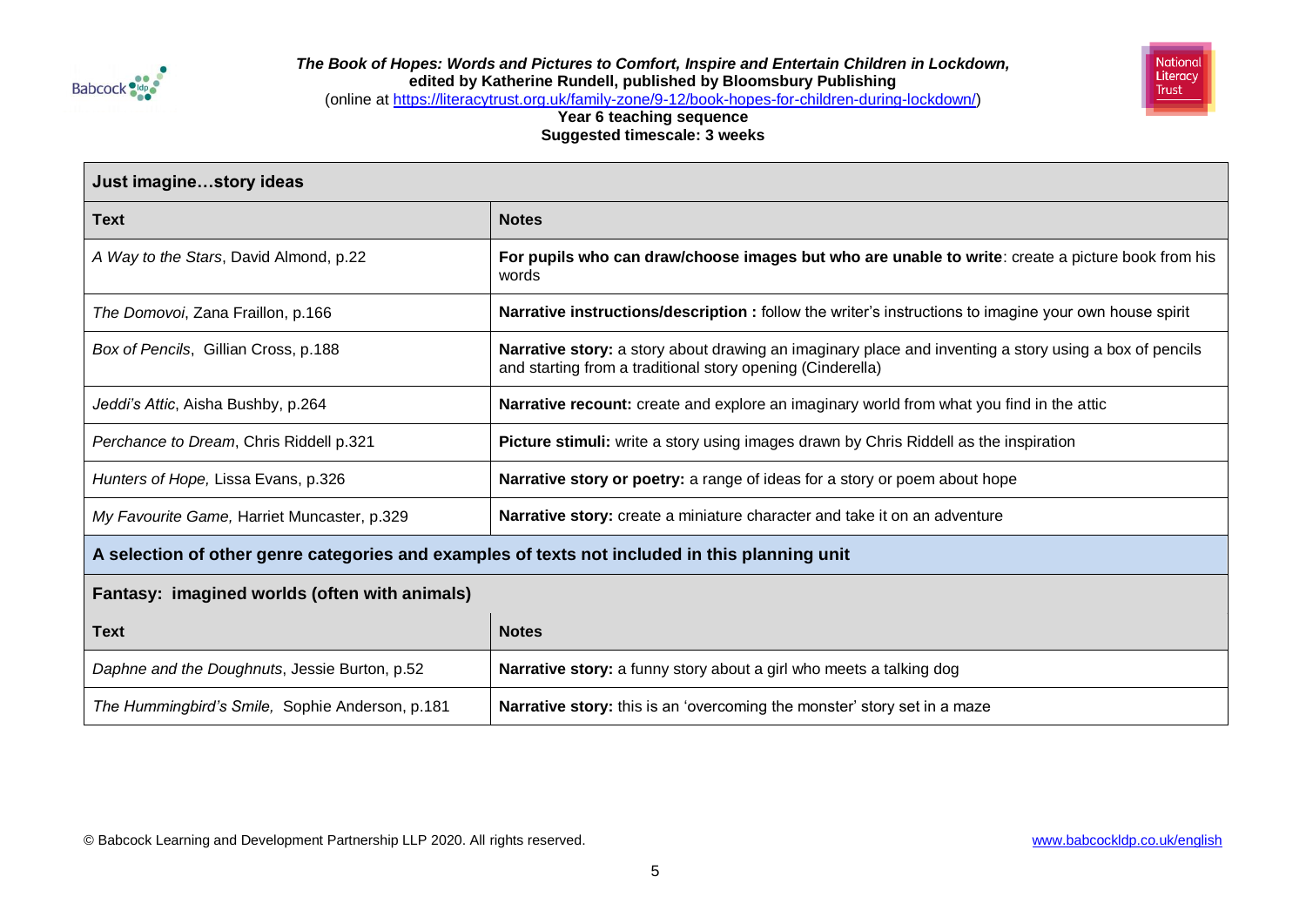| Just imagine…story ideas | |
|---|---|
| **Text** | **Notes** |
| *A Way to the Stars*, David Almond, p.22 | **For pupils who can draw/choose images but who are unable to write**: create a picture book from his words |
| *The Domovoi*, Zana Fraillon, p.166 | **Narrative instructions/description :** follow the writer's instructions to imagine your own house spirit |
| *Box of Pencils*, Gillian Cross, p.188 | **Narrative story:** a story about drawing an imaginary place and inventing a story using a box of pencils and starting from a traditional story opening (Cinderella) |
| *Jeddi's Attic*, Aisha Bushby, p.264 | **Narrative recount:** create and explore an imaginary world from what you find in the attic |
| *Perchance to Dream*, Chris Riddell p.321 | **Picture stimuli:** write a story using images drawn by Chris Riddell as the inspiration |
| *Hunters of Hope,* Lissa Evans, p.326 | **Narrative story or poetry:** a range of ideas for a story or poem about hope |
| *My Favourite Game,* Harriet Muncaster, p.329 | **Narrative story:** create a miniature character and take it on an adventure |

**A selection of other genre categories and examples of texts not included in this planning unit**

| Fantasy: imagined worlds (often with animals) | |
|---|---|
| **Text** | **Notes** |
| *Daphne and the Doughnuts*, Jessie Burton, p.52 | **Narrative story:** a funny story about a girl who meets a talking dog |
| *The Hummingbird's Smile,* Sophie Anderson, p.181 | **Narrative story:** this is an 'overcoming the monster' story set in a maze |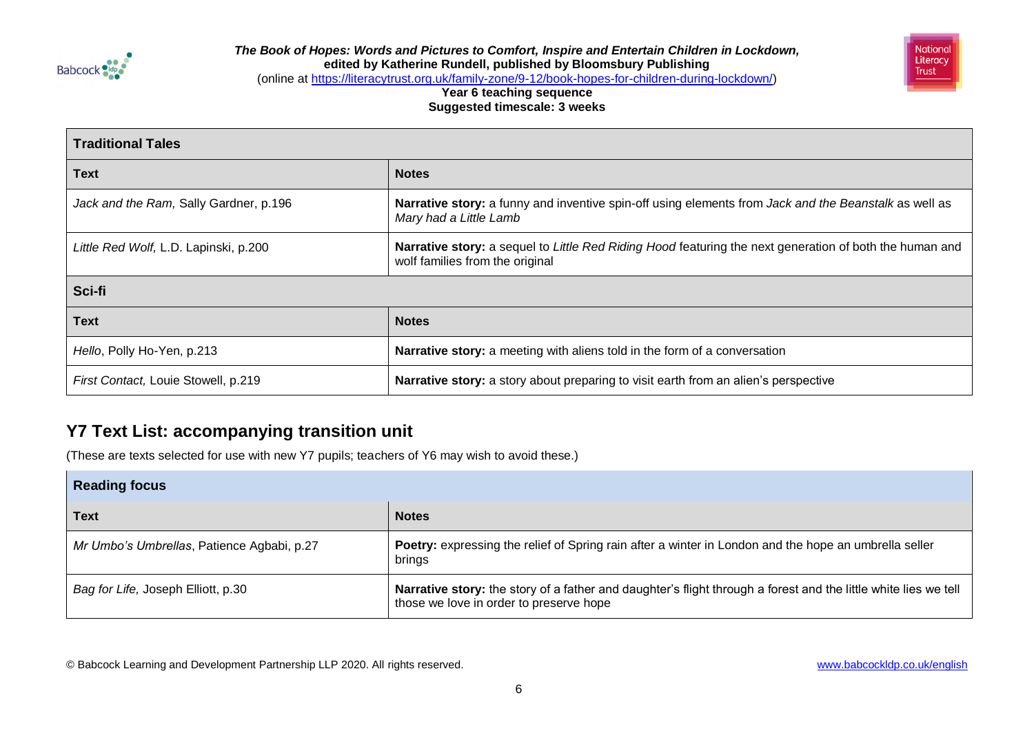| **Traditional Tales** | |
|---|---|
| **Text** | **Notes** |
| *Jack and the Ram,* Sally Gardner, p.196 | **Narrative story:** a funny and inventive spin-off using elements from *Jack and the Beanstalk* as well as *Mary had a Little Lamb* |
| *Little Red Wolf,* L.D. Lapinski, p.200 | **Narrative story:** a sequel to *Little Red Riding Hood* featuring the next generation of both the human and wolf families from the original |
| **Sci-fi** | |
| **Text** | **Notes** |
| *Hello*, Polly Ho-Yen, p.213 | **Narrative story:** a meeting with aliens told in the form of a conversation |
| *First Contact,* Louie Stowell, p.219 | **Narrative story:** a story about preparing to visit earth from an alien's perspective |

## Y7 Text List: accompanying transition unit

(These are texts selected for use with new Y7 pupils; teachers of Y6 may wish to avoid these.)

| **Reading focus** | |
|---|---|
| **Text** | **Notes** |
| *Mr Umbo's Umbrellas*, Patience Agbabi, p.27 | **Poetry:** expressing the relief of Spring rain after a winter in London and the hope an umbrella seller brings |
| *Bag for Life,* Joseph Elliott, p.30 | **Narrative story:** the story of a father and daughter's flight through a forest and the little white lies we tell those we love in order to preserve hope |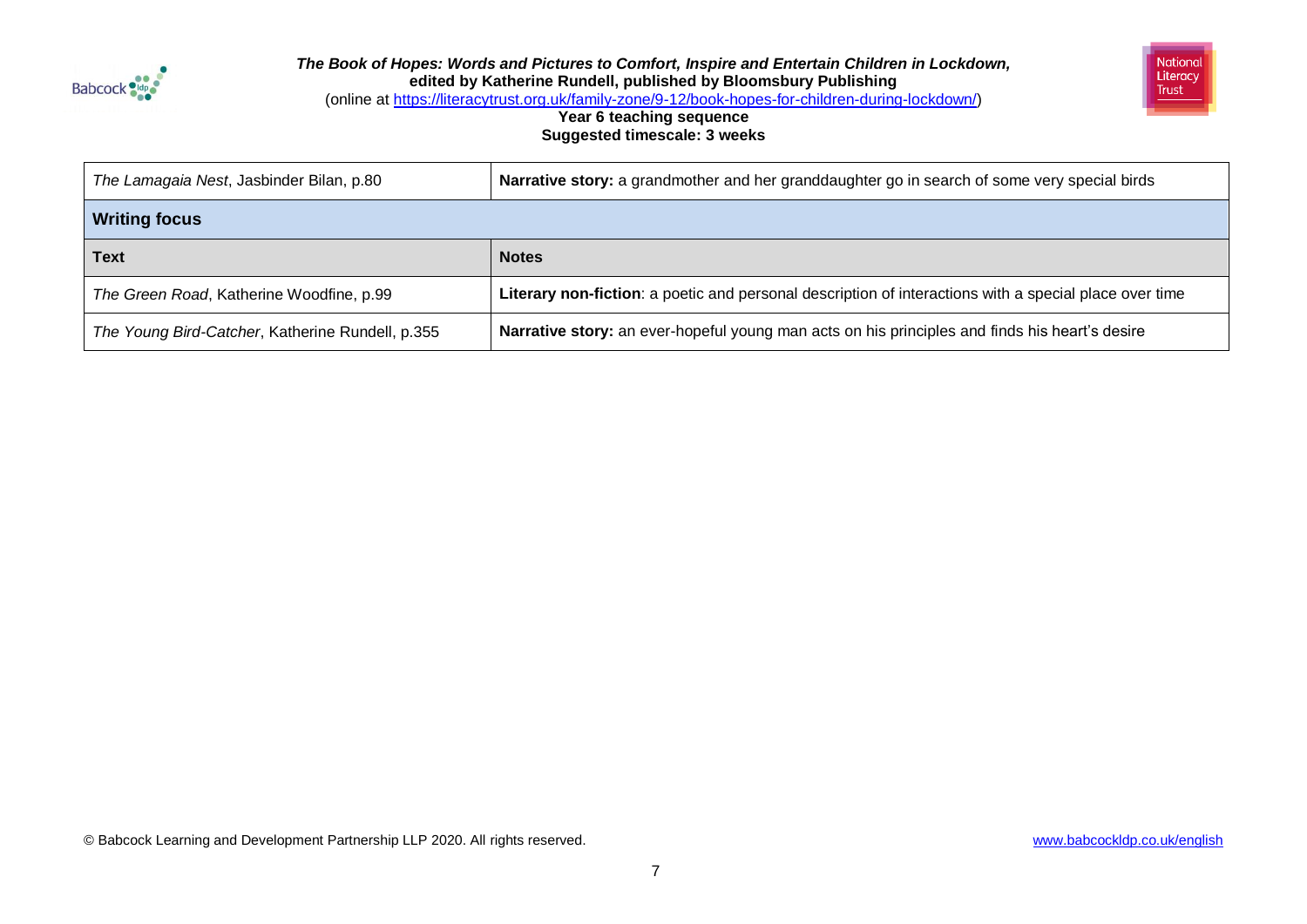| | |
|---|---|
| *The Lamagaia Nest*, Jasbinder Bilan, p.80 | **Narrative story:** a grandmother and her granddaughter go in search of some very special birds |
| **Writing focus** | |
| **Text** | **Notes** |
| *The Green Road*, Katherine Woodfine, p.99 | **Literary non-fiction**: a poetic and personal description of interactions with a special place over time |
| *The Young Bird-Catcher*, Katherine Rundell, p.355 | **Narrative story:** an ever-hopeful young man acts on his principles and finds his heart's desire |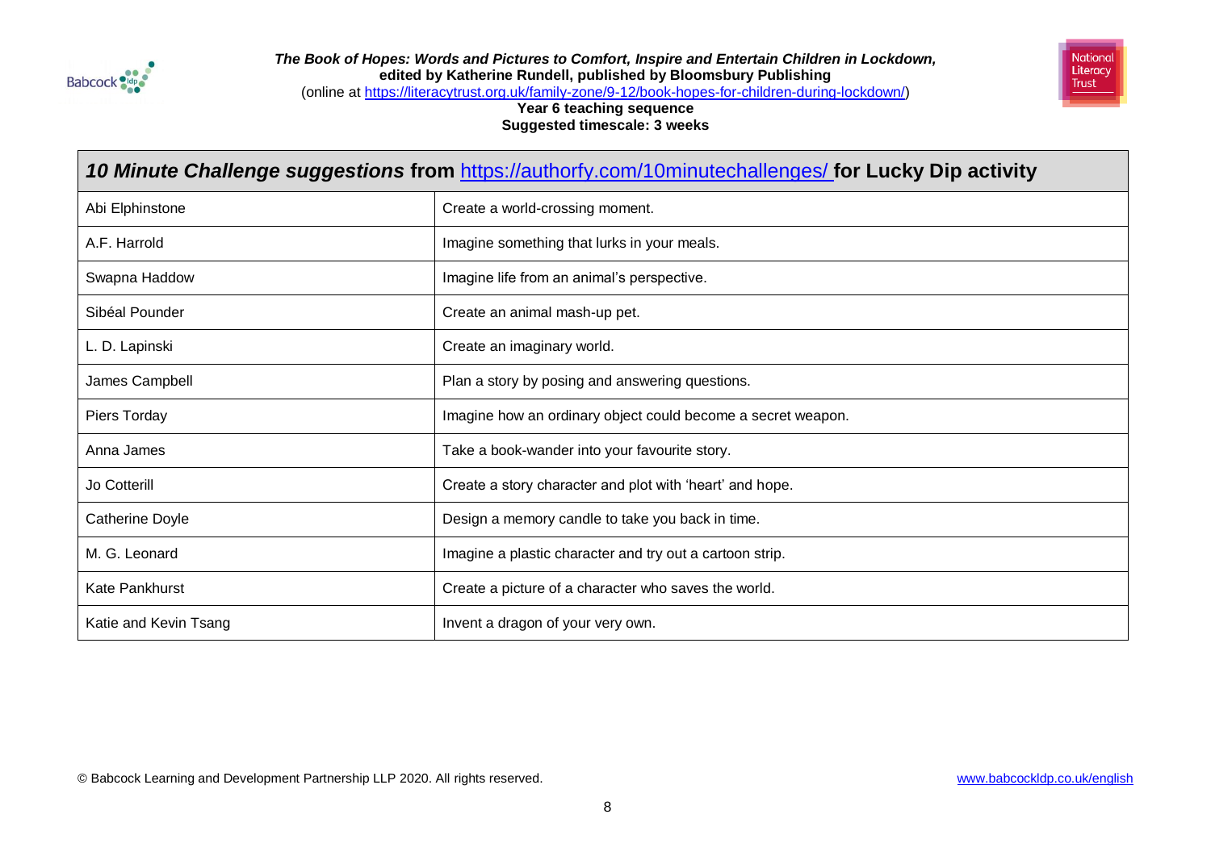| ***10 Minute Challenge suggestions* from [https://authorfy.com/10minutechallenges/](https://authorfy.com/10minutechallenges/) for Lucky Dip activity** | |
|---|---|
| Abi Elphinstone | Create a world-crossing moment. |
| A.F. Harrold | Imagine something that lurks in your meals. |
| Swapna Haddow | Imagine life from an animal's perspective. |
| Sibéal Pounder | Create an animal mash-up pet. |
| L. D. Lapinski | Create an imaginary world. |
| James Campbell | Plan a story by posing and answering questions. |
| Piers Torday | Imagine how an ordinary object could become a secret weapon. |
| Anna James | Take a book-wander into your favourite story. |
| Jo Cotterill | Create a story character and plot with 'heart' and hope. |
| Catherine Doyle | Design a memory candle to take you back in time. |
| M. G. Leonard | Imagine a plastic character and try out a cartoon strip. |
| Kate Pankhurst | Create a picture of a character who saves the world. |
| Katie and Kevin Tsang | Invent a dragon of your very own. |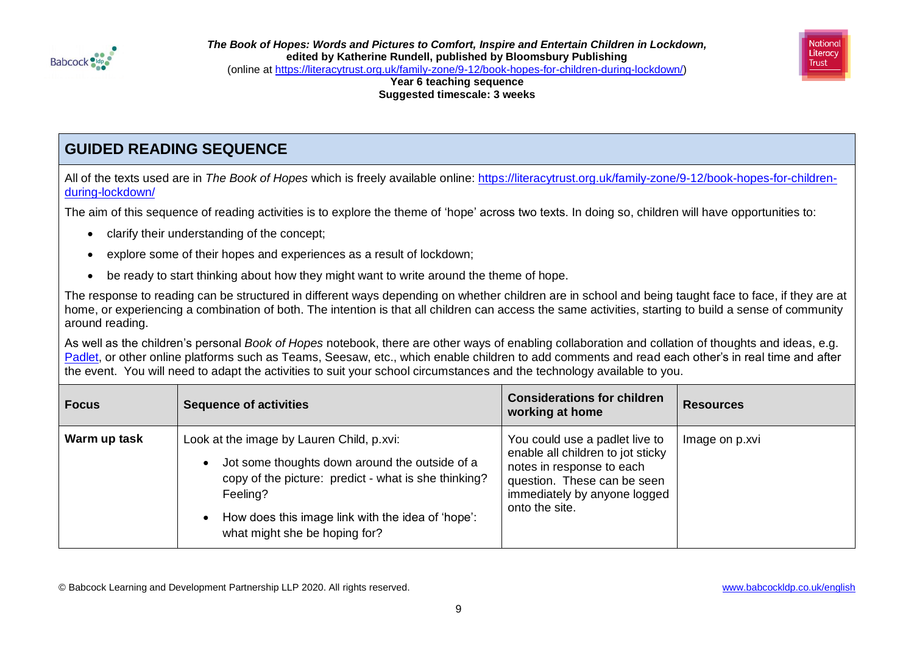## GUIDED READING SEQUENCE

All of the texts used are in *The Book of Hopes* which is freely available online: https://literacytrust.org.uk/family-zone/9-12/book-hopes-for-children-during-lockdown/

The aim of this sequence of reading activities is to explore the theme of 'hope' across two texts. In doing so, children will have opportunities to:

- clarify their understanding of the concept;
- explore some of their hopes and experiences as a result of lockdown;
- be ready to start thinking about how they might want to write around the theme of hope.

The response to reading can be structured in different ways depending on whether children are in school and being taught face to face, if they are at home, or experiencing a combination of both. The intention is that all children can access the same activities, starting to build a sense of community around reading.

As well as the children's personal *Book of Hopes* notebook, there are other ways of enabling collaboration and collation of thoughts and ideas, e.g. Padlet, or other online platforms such as Teams, Seesaw, etc., which enable children to add comments and read each other's in real time and after the event. You will need to adapt the activities to suit your school circumstances and the technology available to you.

| Focus | Sequence of activities | Considerations for children working at home | Resources |
|---|---|---|---|
| **Warm up task** | Look at the image by Lauren Child, p.xvi:<br>• Jot some thoughts down around the outside of a copy of the picture: predict - what is she thinking? Feeling?<br>• How does this image link with the idea of 'hope': what might she be hoping for? | You could use a padlet live to enable all children to jot sticky notes in response to each question. These can be seen immediately by anyone logged onto the site. | Image on p.xvi |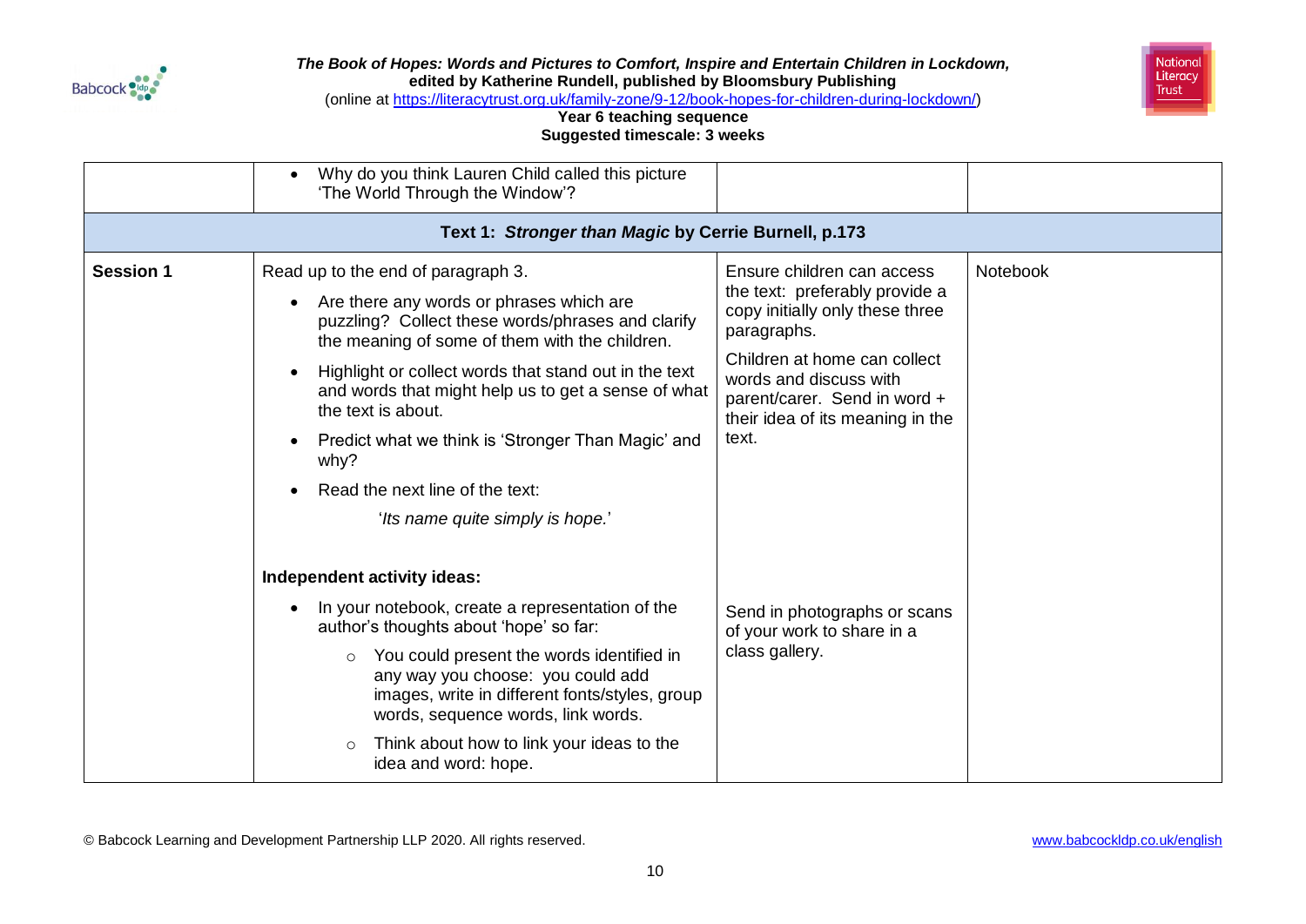| | | | |
|---|---|---|---|
| | • Why do you think Lauren Child called this picture 'The World Through the Window'? | | |
| **Text 1: *Stronger than Magic* by Cerrie Burnell, p.173** | | | |
| **Session 1** | Read up to the end of paragraph 3.<br>• Are there any words or phrases which are puzzling? Collect these words/phrases and clarify the meaning of some of them with the children.<br>• Highlight or collect words that stand out in the text and words that might help us to get a sense of what the text is about.<br>• Predict what we think is 'Stronger Than Magic' and why?<br>• Read the next line of the text:<br>'*Its name quite simply is hope.*'<br><br>**Independent activity ideas:**<br>• In your notebook, create a representation of the author's thoughts about 'hope' so far:<br>○ You could present the words identified in any way you choose: you could add images, write in different fonts/styles, group words, sequence words, link words.<br>○ Think about how to link your ideas to the idea and word: hope. | Ensure children can access the text: preferably provide a copy initially only these three paragraphs.<br>Children at home can collect words and discuss with parent/carer. Send in word + their idea of its meaning in the text.<br><br>Send in photographs or scans of your work to share in a class gallery. | Notebook |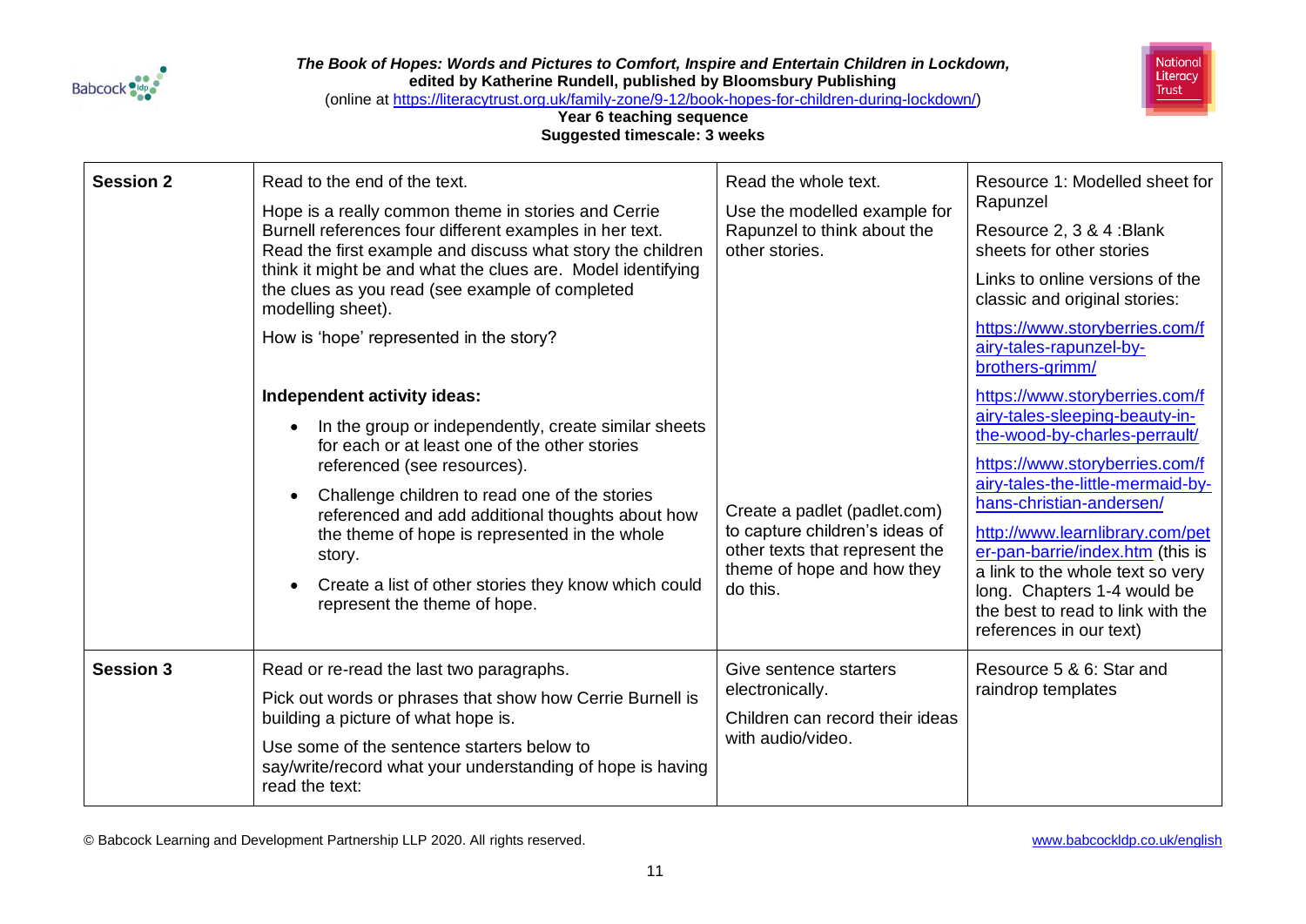| Session 2 | Read to the end of the text.<br><br>Hope is a really common theme in stories and Cerrie Burnell references four different examples in her text. Read the first example and discuss what story the children think it might be and what the clues are. Model identifying the clues as you read (see example of completed modelling sheet).<br><br>How is 'hope' represented in the story?<br><br>**Independent activity ideas:**<br><br>• In the group or independently, create similar sheets for each or at least one of the other stories referenced (see resources).<br>• Challenge children to read one of the stories referenced and add additional thoughts about how the theme of hope is represented in the whole story.<br>• Create a list of other stories they know which could represent the theme of hope. | Read the whole text.<br><br>Use the modelled example for Rapunzel to think about the other stories.<br><br>Create a padlet (padlet.com) to capture children's ideas of other texts that represent the theme of hope and how they do this. | Resource 1: Modelled sheet for Rapunzel<br><br>Resource 2, 3 & 4 :Blank sheets for other stories<br><br>Links to online versions of the classic and original stories:<br><br>https://www.storyberries.com/fairy-tales-rapunzel-by-brothers-grimm/<br><br>https://www.storyberries.com/fairy-tales-sleeping-beauty-in-the-wood-by-charles-perrault/<br><br>https://www.storyberries.com/fairy-tales-the-little-mermaid-by-hans-christian-andersen/<br><br>http://www.learnlibrary.com/peter-pan-barrie/index.htm (this is a link to the whole text so very long. Chapters 1-4 would be the best to read to link with the references in our text) |
|---|---|---|---|
| Session 3 | Read or re-read the last two paragraphs.<br><br>Pick out words or phrases that show how Cerrie Burnell is building a picture of what hope is.<br><br>Use some of the sentence starters below to say/write/record what your understanding of hope is having read the text: | Give sentence starters electronically.<br><br>Children can record their ideas with audio/video. | Resource 5 & 6: Star and raindrop templates |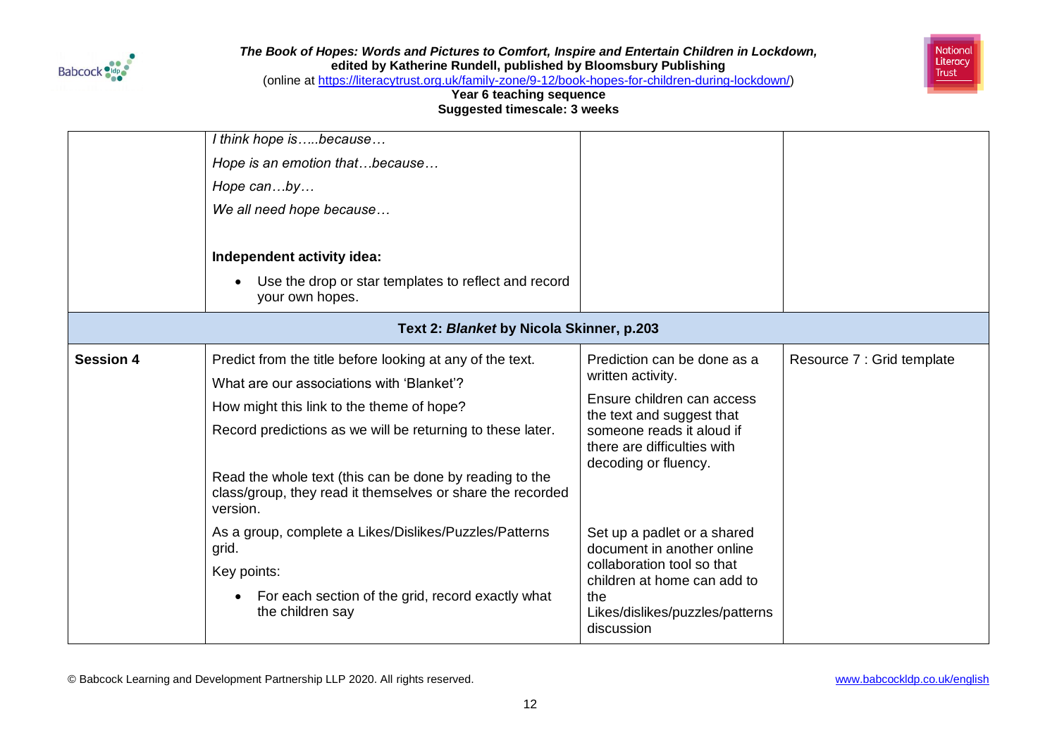| | | | |
|---|---|---|---|
| | *I think hope is…..because…*<br><br>*Hope is an emotion that…because…*<br><br>*Hope can…by…*<br><br>*We all need hope because…*<br><br>**Independent activity idea:**<br><br>• Use the drop or star templates to reflect and record your own hopes. | | |
| | **Text 2: *Blanket* by Nicola Skinner, p.203** | | |
| **Session 4** | Predict from the title before looking at any of the text.<br><br>What are our associations with 'Blanket'?<br><br>How might this link to the theme of hope?<br><br>Record predictions as we will be returning to these later.<br><br>Read the whole text (this can be done by reading to the class/group, they read it themselves or share the recorded version.<br><br>As a group, complete a Likes/Dislikes/Puzzles/Patterns grid.<br><br>Key points:<br><br>• For each section of the grid, record exactly what the children say | Prediction can be done as a written activity.<br><br>Ensure children can access the text and suggest that someone reads it aloud if there are difficulties with decoding or fluency.<br><br>Set up a padlet or a shared document in another online collaboration tool so that children at home can add to the Likes/dislikes/puzzles/patterns discussion | Resource 7 : Grid template |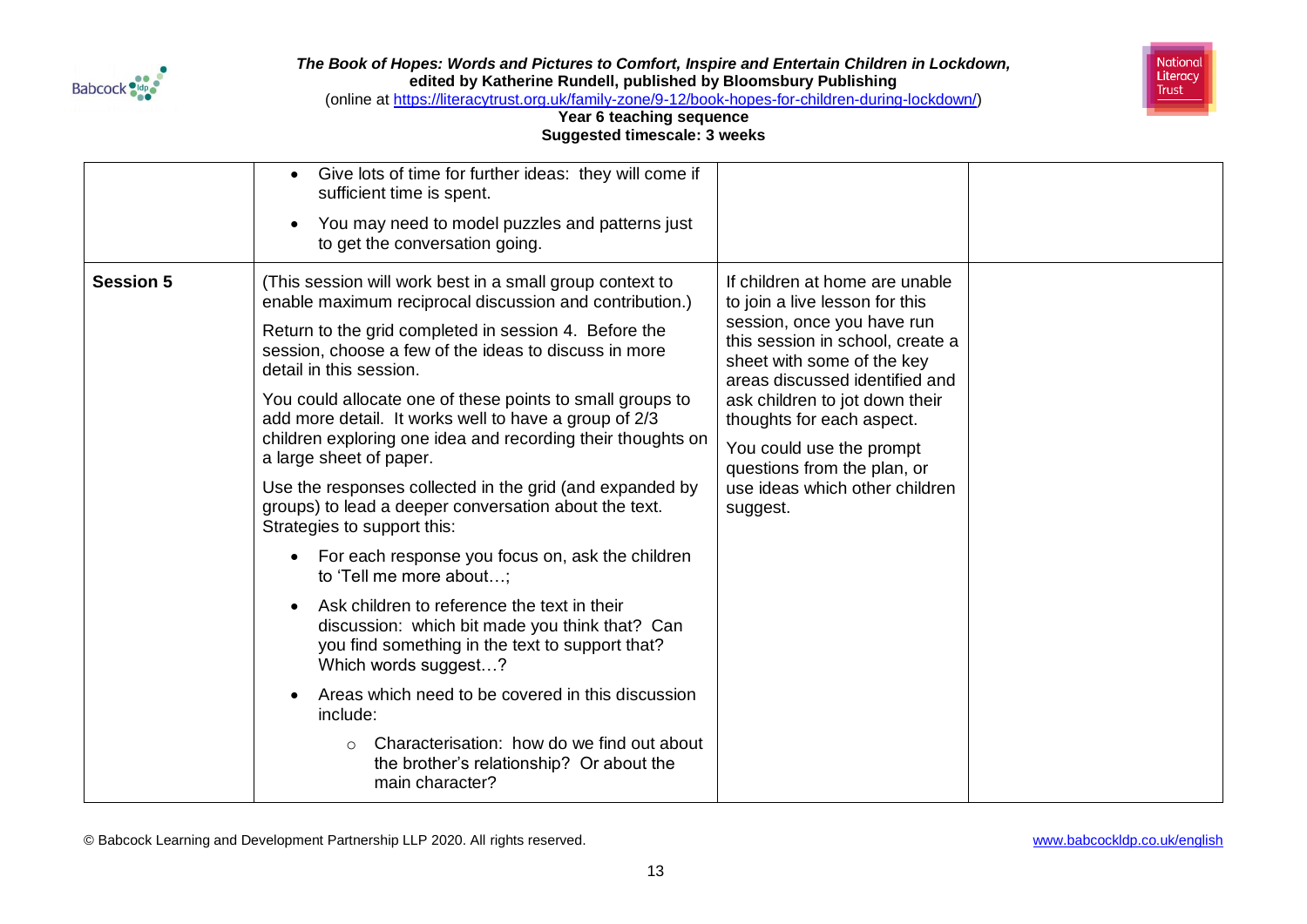| | | | |
|---|---|---|---|
| | • Give lots of time for further ideas: they will come if sufficient time is spent.<br>• You may need to model puzzles and patterns just to get the conversation going. | | |
| **Session 5** | (This session will work best in a small group context to enable maximum reciprocal discussion and contribution.)<br><br>Return to the grid completed in session 4. Before the session, choose a few of the ideas to discuss in more detail in this session.<br><br>You could allocate one of these points to small groups to add more detail. It works well to have a group of 2/3 children exploring one idea and recording their thoughts on a large sheet of paper.<br><br>Use the responses collected in the grid (and expanded by groups) to lead a deeper conversation about the text. Strategies to support this:<br>• For each response you focus on, ask the children to 'Tell me more about…;<br>• Ask children to reference the text in their discussion: which bit made you think that? Can you find something in the text to support that? Which words suggest…?<br>• Areas which need to be covered in this discussion include:<br>  ○ Characterisation: how do we find out about the brother's relationship? Or about the main character? | If children at home are unable to join a live lesson for this session, once you have run this session in school, create a sheet with some of the key areas discussed identified and ask children to jot down their thoughts for each aspect.<br><br>You could use the prompt questions from the plan, or use ideas which other children suggest. | |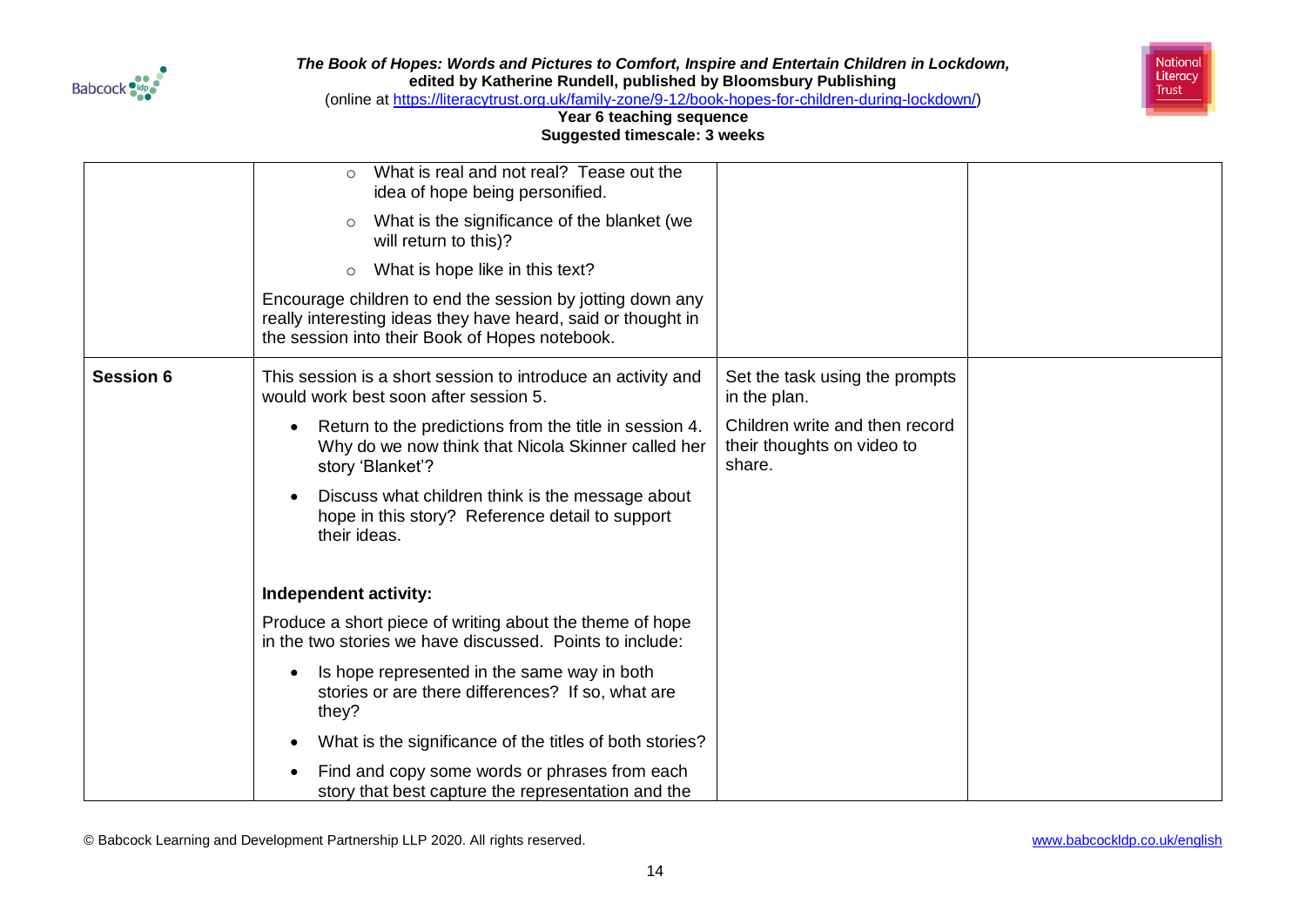| | | | |
|---|---|---|---|
| | ○ What is real and not real? Tease out the idea of hope being personified.<br>○ What is the significance of the blanket (we will return to this)?<br>○ What is hope like in this text?<br><br>Encourage children to end the session by jotting down any really interesting ideas they have heard, said or thought in the session into their Book of Hopes notebook. | | |
| **Session 6** | This session is a short session to introduce an activity and would work best soon after session 5.<br>• Return to the predictions from the title in session 4. Why do we now think that Nicola Skinner called her story 'Blanket'?<br>• Discuss what children think is the message about hope in this story? Reference detail to support their ideas.<br><br>**Independent activity:**<br>Produce a short piece of writing about the theme of hope in the two stories we have discussed. Points to include:<br>• Is hope represented in the same way in both stories or are there differences? If so, what are they?<br>• What is the significance of the titles of both stories?<br>• Find and copy some words or phrases from each story that best capture the representation and the | Set the task using the prompts in the plan.<br><br>Children write and then record their thoughts on video to share. | |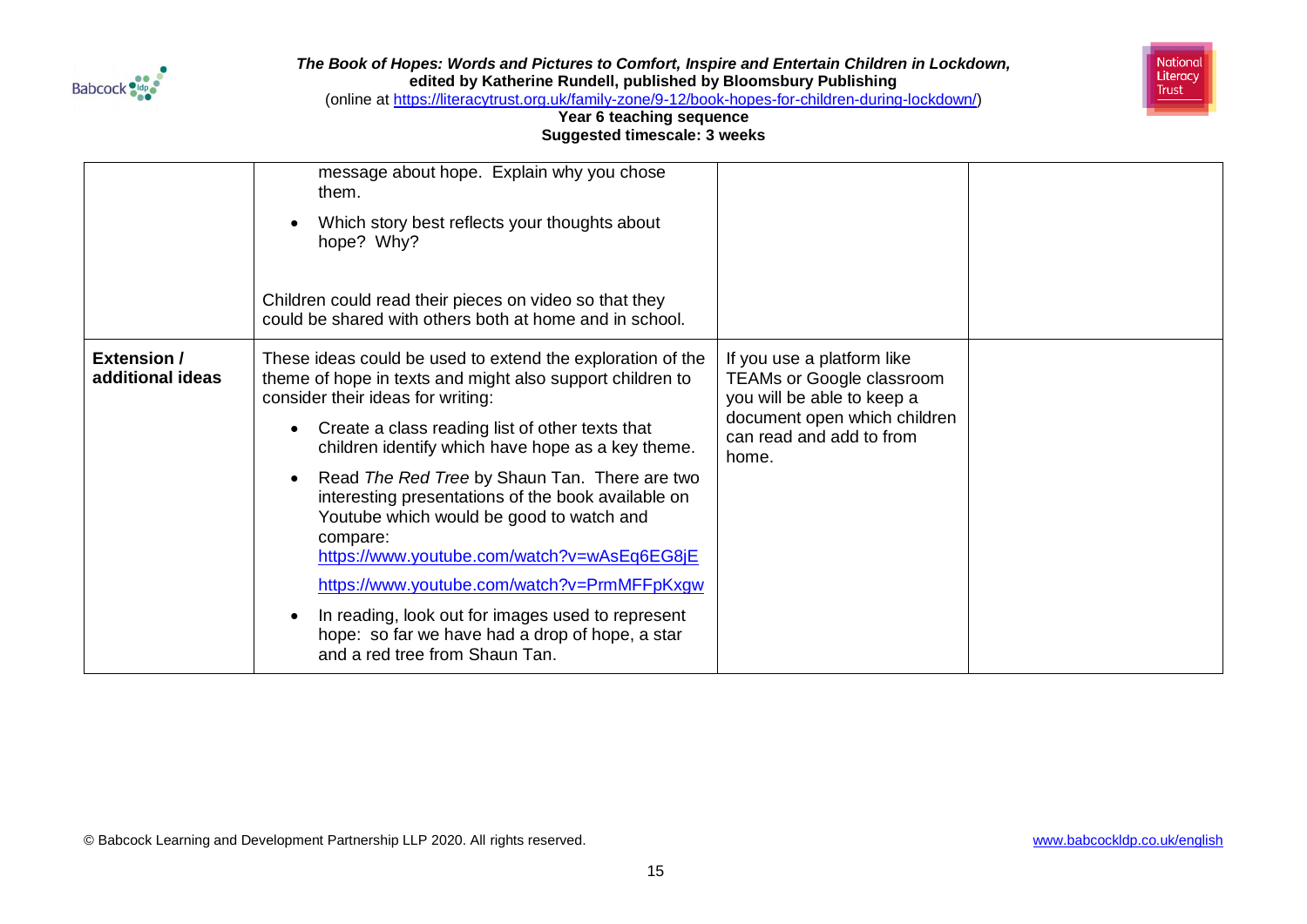| | | | |
|---|---|---|---|
| | message about hope. Explain why you chose them.<br>• Which story best reflects your thoughts about hope? Why?<br><br>Children could read their pieces on video so that they could be shared with others both at home and in school. | | |
| **Extension / additional ideas** | These ideas could be used to extend the exploration of the theme of hope in texts and might also support children to consider their ideas for writing:<br>• Create a class reading list of other texts that children identify which have hope as a key theme.<br>• Read *The Red Tree* by Shaun Tan. There are two interesting presentations of the book available on Youtube which would be good to watch and compare: https://www.youtube.com/watch?v=wAsEq6EG8jE https://www.youtube.com/watch?v=PrmMFFpKxgw<br>• In reading, look out for images used to represent hope: so far we have had a drop of hope, a star and a red tree from Shaun Tan. | If you use a platform like TEAMs or Google classroom you will be able to keep a document open which children can read and add to from home. | |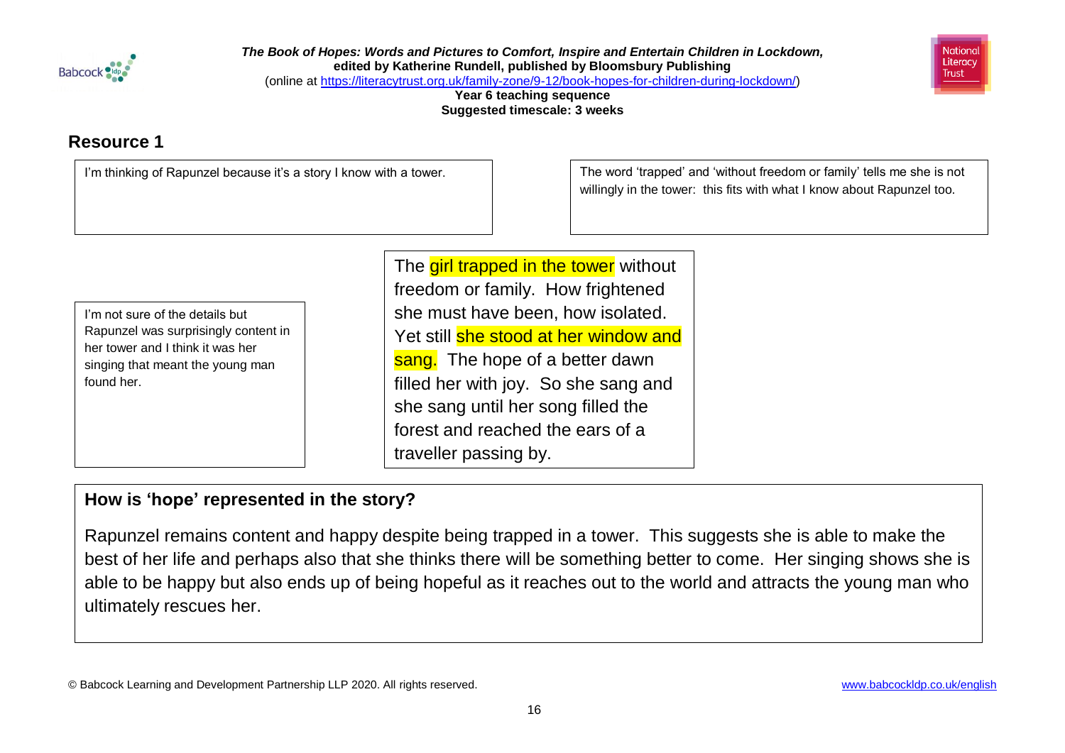## Resource 1

I'm thinking of Rapunzel because it's a story I know with a tower.

The word 'trapped' and 'without freedom or family' tells me she is not willingly in the tower: this fits with what I know about Rapunzel too.

I'm not sure of the details but Rapunzel was surprisingly content in her tower and I think it was her singing that meant the young man found her.

The **girl trapped in the tower** without freedom or family. How frightened she must have been, how isolated. Yet still **she stood at her window and sang.** The hope of a better dawn filled her with joy. So she sang and she sang until her song filled the forest and reached the ears of a traveller passing by.

### How is 'hope' represented in the story?

Rapunzel remains content and happy despite being trapped in a tower. This suggests she is able to make the best of her life and perhaps also that she thinks there will be something better to come. Her singing shows she is able to be happy but also ends up of being hopeful as it reaches out to the world and attracts the young man who ultimately rescues her.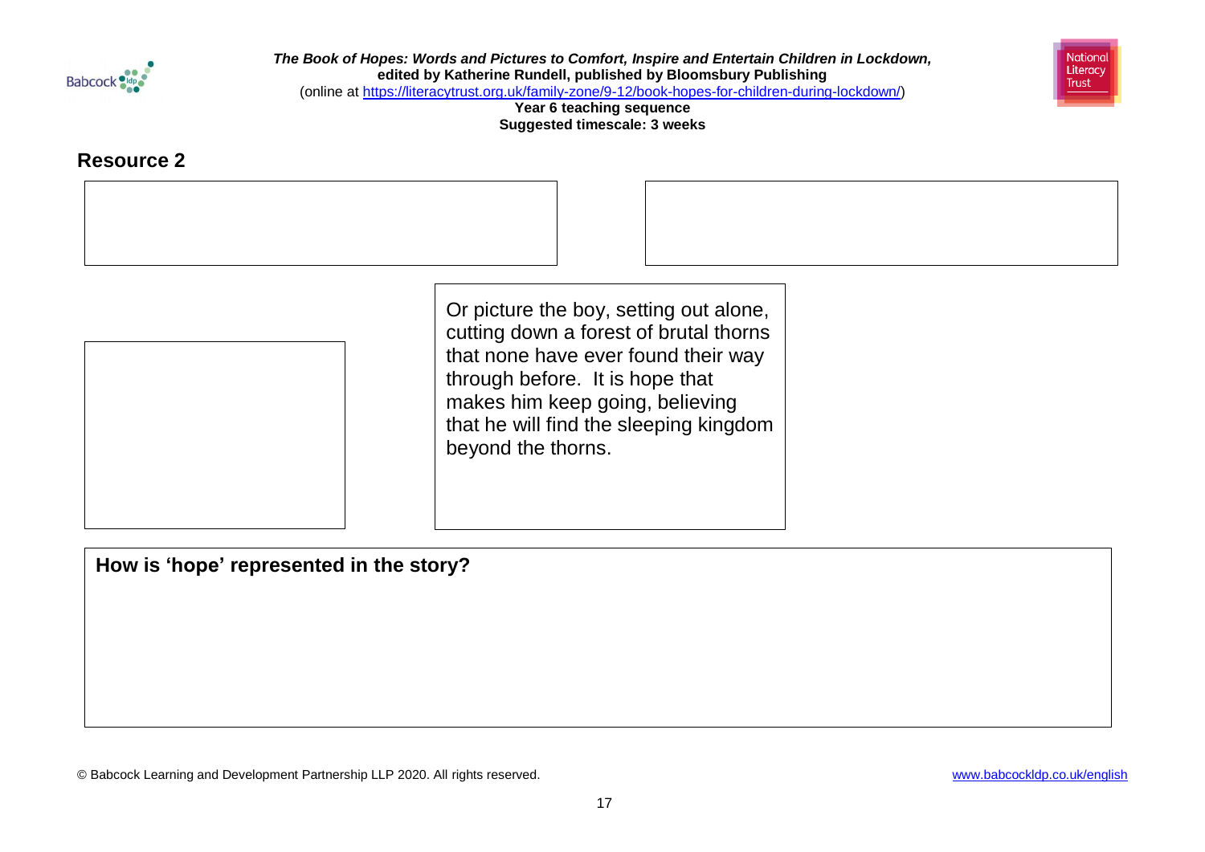## Resource 2

Or picture the boy, setting out alone, cutting down a forest of brutal thorns that none have ever found their way through before. It is hope that makes him keep going, believing that he will find the sleeping kingdom beyond the thorns.

**How is 'hope' represented in the story?**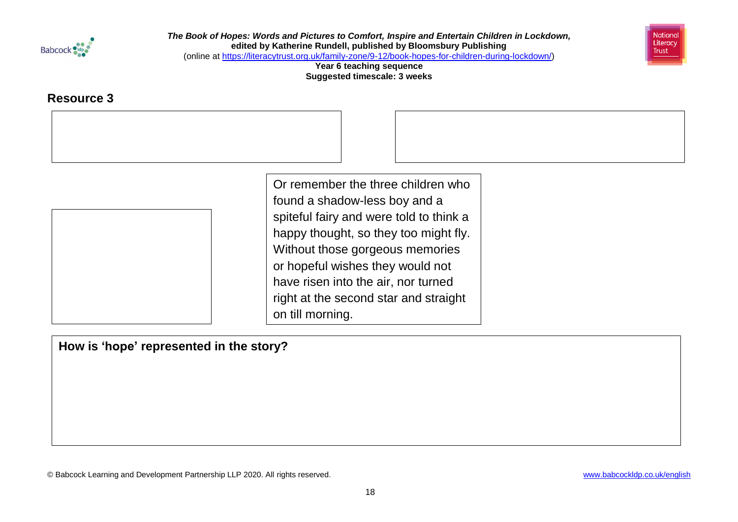## Resource 3

Or remember the three children who found a shadow-less boy and a spiteful fairy and were told to think a happy thought, so they too might fly. Without those gorgeous memories or hopeful wishes they would not have risen into the air, nor turned right at the second star and straight on till morning.

**How is 'hope' represented in the story?**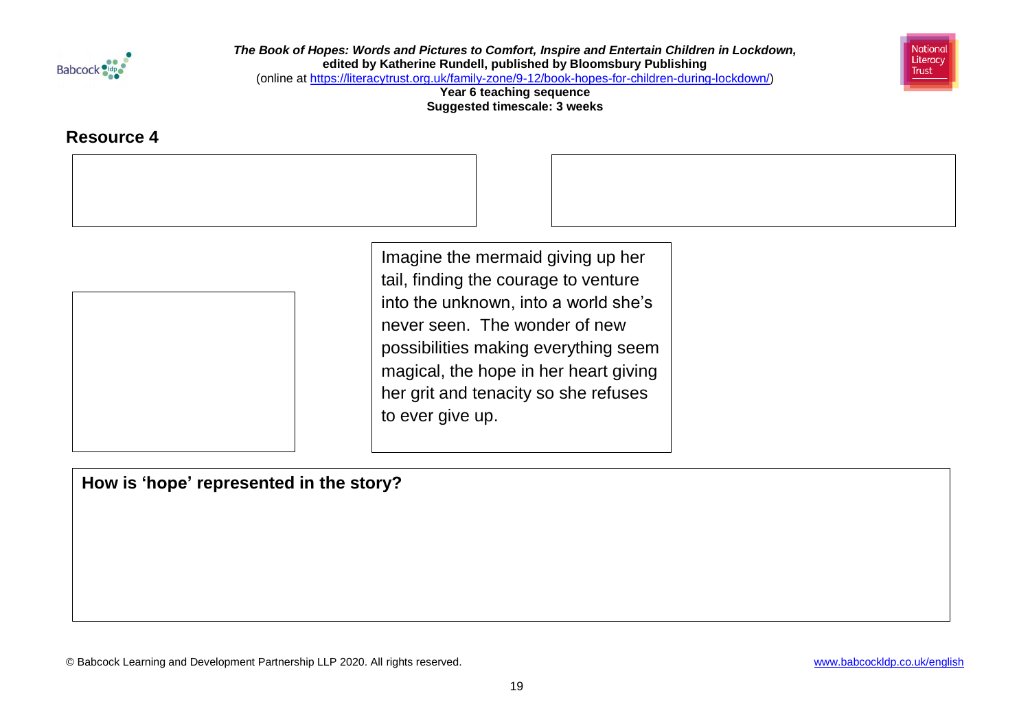## Resource 4

Imagine the mermaid giving up her tail, finding the courage to venture into the unknown, into a world she's never seen. The wonder of new possibilities making everything seem magical, the hope in her heart giving her grit and tenacity so she refuses to ever give up.

**How is 'hope' represented in the story?**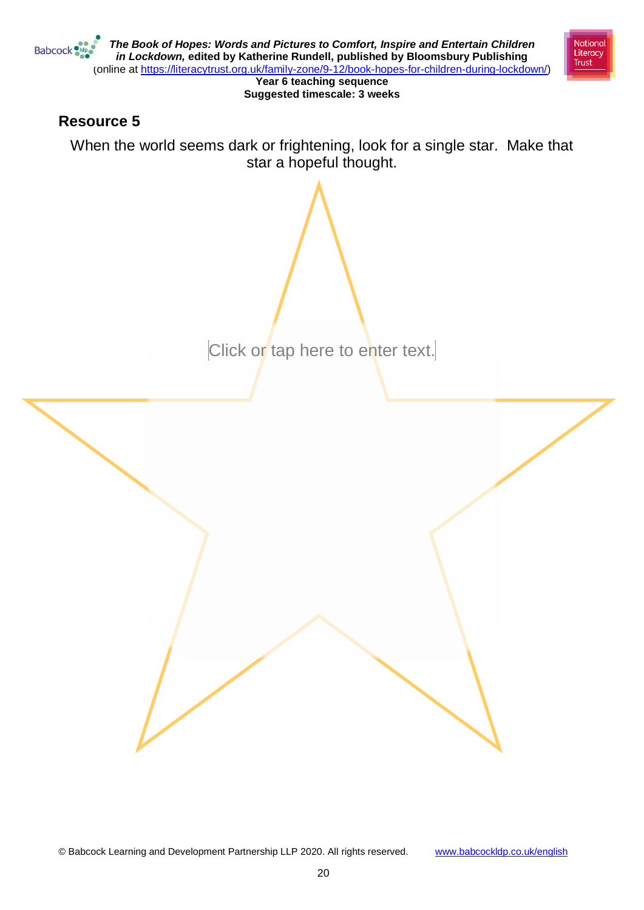## Resource 5

When the world seems dark or frightening, look for a single star. Make that star a hopeful thought.

Click or tap here to enter text.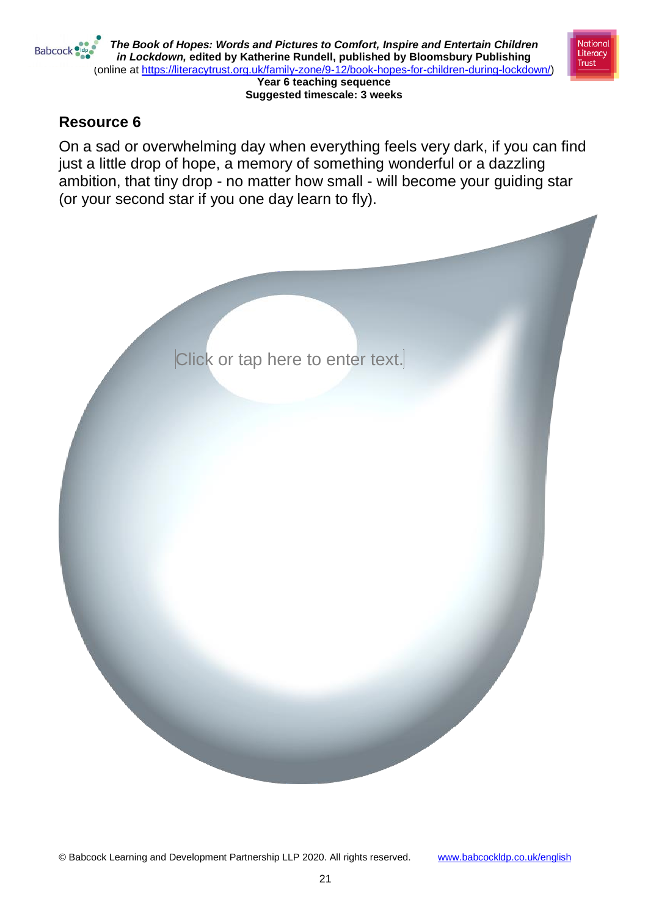## Resource 6

On a sad or overwhelming day when everything feels very dark, if you can find just a little drop of hope, a memory of something wonderful or a dazzling ambition, that tiny drop - no matter how small - will become your guiding star (or your second star if you one day learn to fly).

Click or tap here to enter text.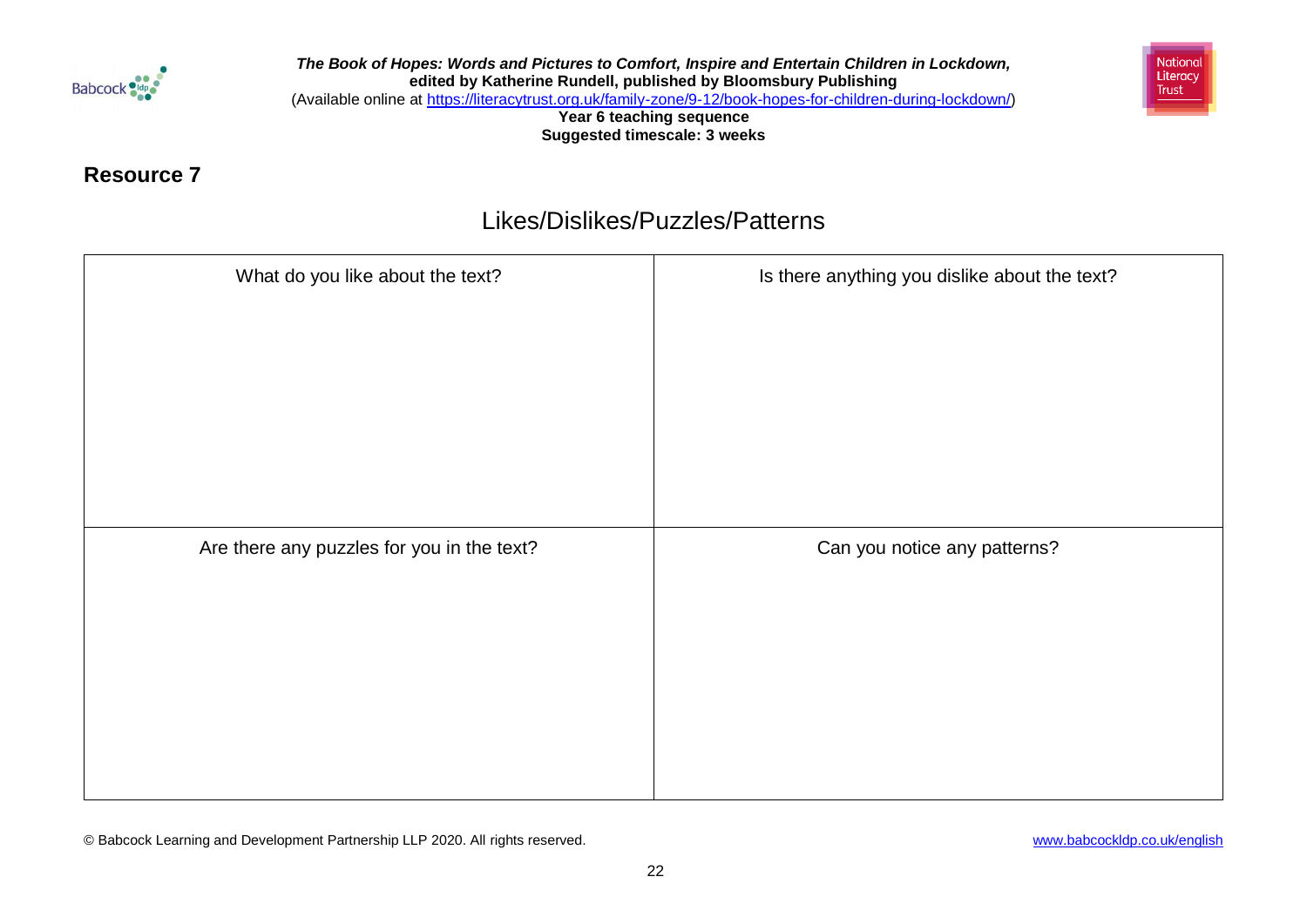## Resource 7

# Likes/Dislikes/Puzzles/Patterns

| What do you like about the text? | Is there anything you dislike about the text? |
| --- | --- |
| | |
| **Are there any puzzles for you in the text?** | **Can you notice any patterns?** |
| | |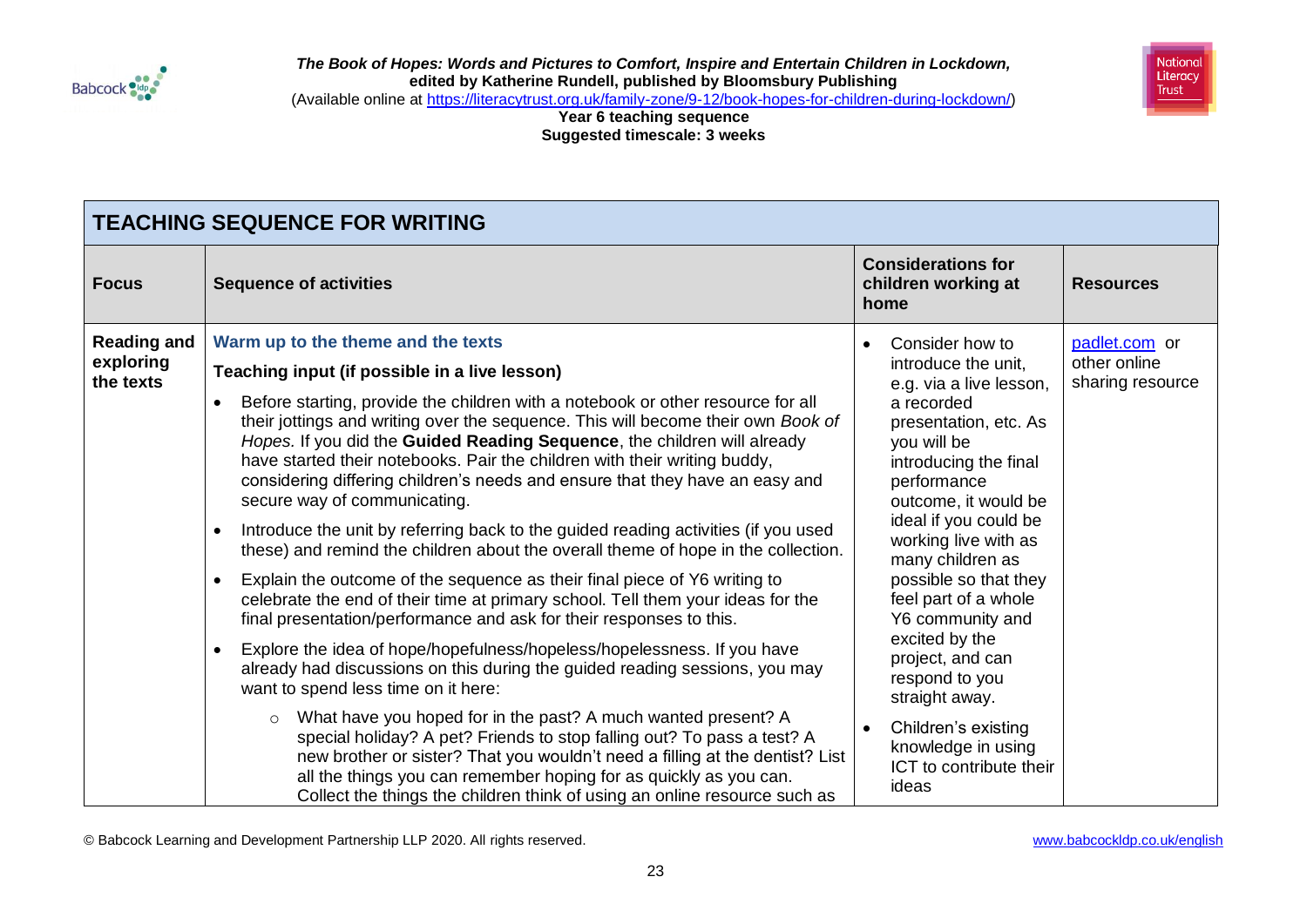*The Book of Hopes: Words and Pictures to Comfort, Inspire and Entertain Children in Lockdown,*
**edited by Katherine Rundell, published by Bloomsbury Publishing**
(Available online at https://literacytrust.org.uk/family-zone/9-12/book-hopes-for-children-during-lockdown/)
**Year 6 teaching sequence**
**Suggested timescale: 3 weeks**

## TEACHING SEQUENCE FOR WRITING

| Focus | Sequence of activities | Considerations for children working at home | Resources |
|---|---|---|---|
| **Reading and exploring the texts** | **Warm up to the theme and the texts**<br><br>**Teaching input (if possible in a live lesson)**<br><br>• Before starting, provide the children with a notebook or other resource for all their jottings and writing over the sequence. This will become their own *Book of Hopes.* If you did the **Guided Reading Sequence**, the children will already have started their notebooks. Pair the children with their writing buddy, considering differing children's needs and ensure that they have an easy and secure way of communicating.<br>• Introduce the unit by referring back to the guided reading activities (if you used these) and remind the children about the overall theme of hope in the collection.<br>• Explain the outcome of the sequence as their final piece of Y6 writing to celebrate the end of their time at primary school. Tell them your ideas for the final presentation/performance and ask for their responses to this.<br>• Explore the idea of hope/hopefulness/hopeless/hopelessness. If you have already had discussions on this during the guided reading sessions, you may want to spend less time on it here:<br>&nbsp;&nbsp;&nbsp;&nbsp;○ What have you hoped for in the past? A much wanted present? A special holiday? A pet? Friends to stop falling out? To pass a test? A new brother or sister? That you wouldn't need a filling at the dentist? List all the things you can remember hoping for as quickly as you can. Collect the things the children think of using an online resource such as | • Consider how to introduce the unit, e.g. via a live lesson, a recorded presentation, etc. As you will be introducing the final performance outcome, it would be ideal if you could be working live with as many children as possible so that they feel part of a whole Y6 community and excited by the project, and can respond to you straight away.<br>• Children's existing knowledge in using ICT to contribute their ideas | padlet.com or other online sharing resource |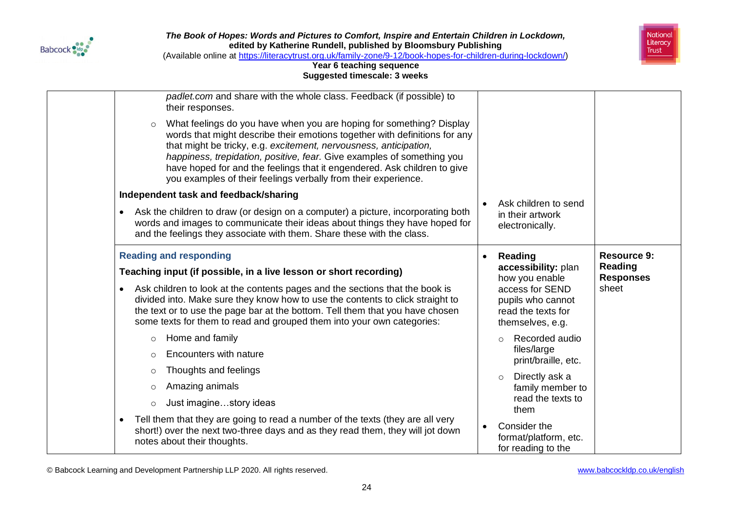| | | | |
|---|---|---|---|
| | *padlet.com* and share with the whole class. Feedback (if possible) to their responses.<br>◦ What feelings do you have when you are hoping for something? Display words that might describe their emotions together with definitions for any that might be tricky, e.g. *excitement, nervousness, anticipation, happiness, trepidation, positive, fear.* Give examples of something you have hoped for and the feelings that it engendered. Ask children to give you examples of their feelings verbally from their experience.<br>**Independent task and feedback/sharing**<br>• Ask the children to draw (or design on a computer) a picture, incorporating both words and images to communicate their ideas about things they have hoped for and the feelings they associate with them. Share these with the class. | • Ask children to send in their artwork electronically. | |
| | **Reading and responding**<br>**Teaching input (if possible, in a live lesson or short recording)**<br>• Ask children to look at the contents pages and the sections that the book is divided into. Make sure they know how to use the contents to click straight to the text or to use the page bar at the bottom. Tell them that you have chosen some texts for them to read and grouped them into your own categories:<br>◦ Home and family<br>◦ Encounters with nature<br>◦ Thoughts and feelings<br>◦ Amazing animals<br>◦ Just imagine…story ideas<br>• Tell them that they are going to read a number of the texts (they are all very short!) over the next two-three days and as they read them, they will jot down notes about their thoughts. | • **Reading accessibility:** plan how you enable access for SEND pupils who cannot read the texts for themselves, e.g.<br>◦ Recorded audio files/large print/braille, etc.<br>◦ Directly ask a family member to read the texts to them<br>• Consider the format/platform, etc. for reading to the | **Resource 9: Reading Responses** sheet |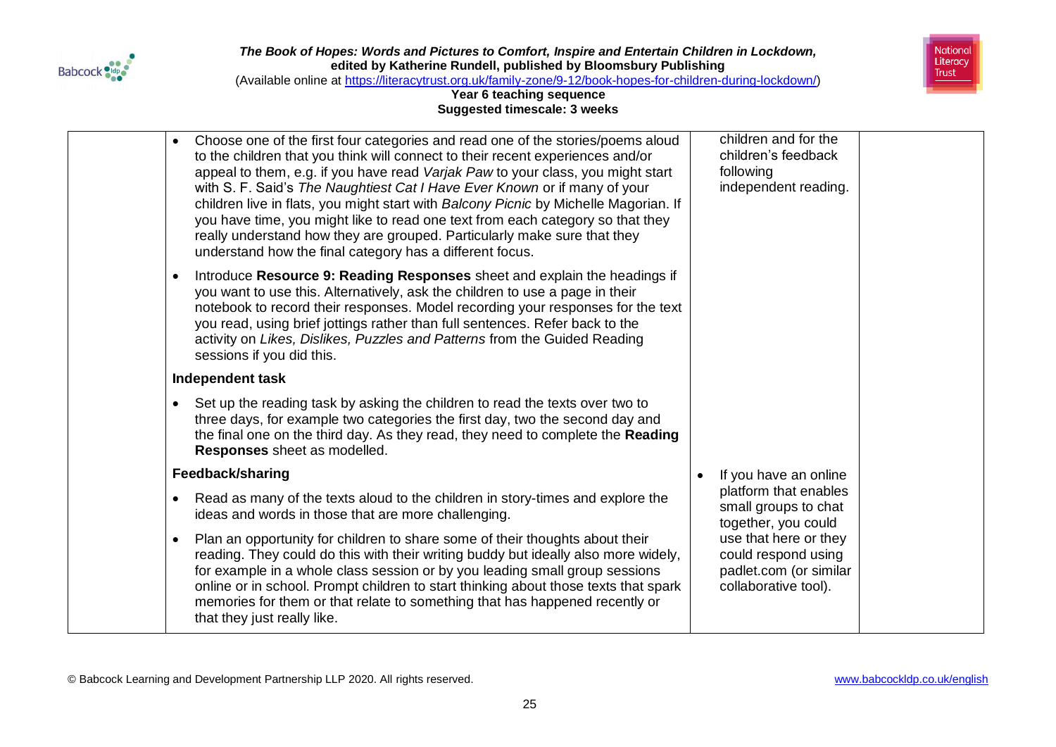| | | | |
|---|---|---|---|
| | • Choose one of the first four categories and read one of the stories/poems aloud to the children that you think will connect to their recent experiences and/or appeal to them, e.g. if you have read *Varjak Paw* to your class, you might start with S. F. Said's *The Naughtiest Cat I Have Ever Known* or if many of your children live in flats, you might start with *Balcony Picnic* by Michelle Magorian. If you have time, you might like to read one text from each category so that they really understand how they are grouped. Particularly make sure that they understand how the final category has a different focus.<br><br>• Introduce **Resource 9: Reading Responses** sheet and explain the headings if you want to use this. Alternatively, ask the children to use a page in their notebook to record their responses. Model recording your responses for the text you read, using brief jottings rather than full sentences. Refer back to the activity on *Likes, Dislikes, Puzzles and Patterns* from the Guided Reading sessions if you did this.<br><br>**Independent task**<br><br>• Set up the reading task by asking the children to read the texts over two to three days, for example two categories the first day, two the second day and the final one on the third day. As they read, they need to complete the **Reading Responses** sheet as modelled.<br><br>**Feedback/sharing**<br><br>• Read as many of the texts aloud to the children in story-times and explore the ideas and words in those that are more challenging.<br><br>• Plan an opportunity for children to share some of their thoughts about their reading. They could do this with their writing buddy but ideally also more widely, for example in a whole class session or by you leading small group sessions online or in school. Prompt children to start thinking about those texts that spark memories for them or that relate to something that has happened recently or that they just really like. | children and for the children's feedback following independent reading.<br><br>• If you have an online platform that enables small groups to chat together, you could use that here or they could respond using padlet.com (or similar collaborative tool). | |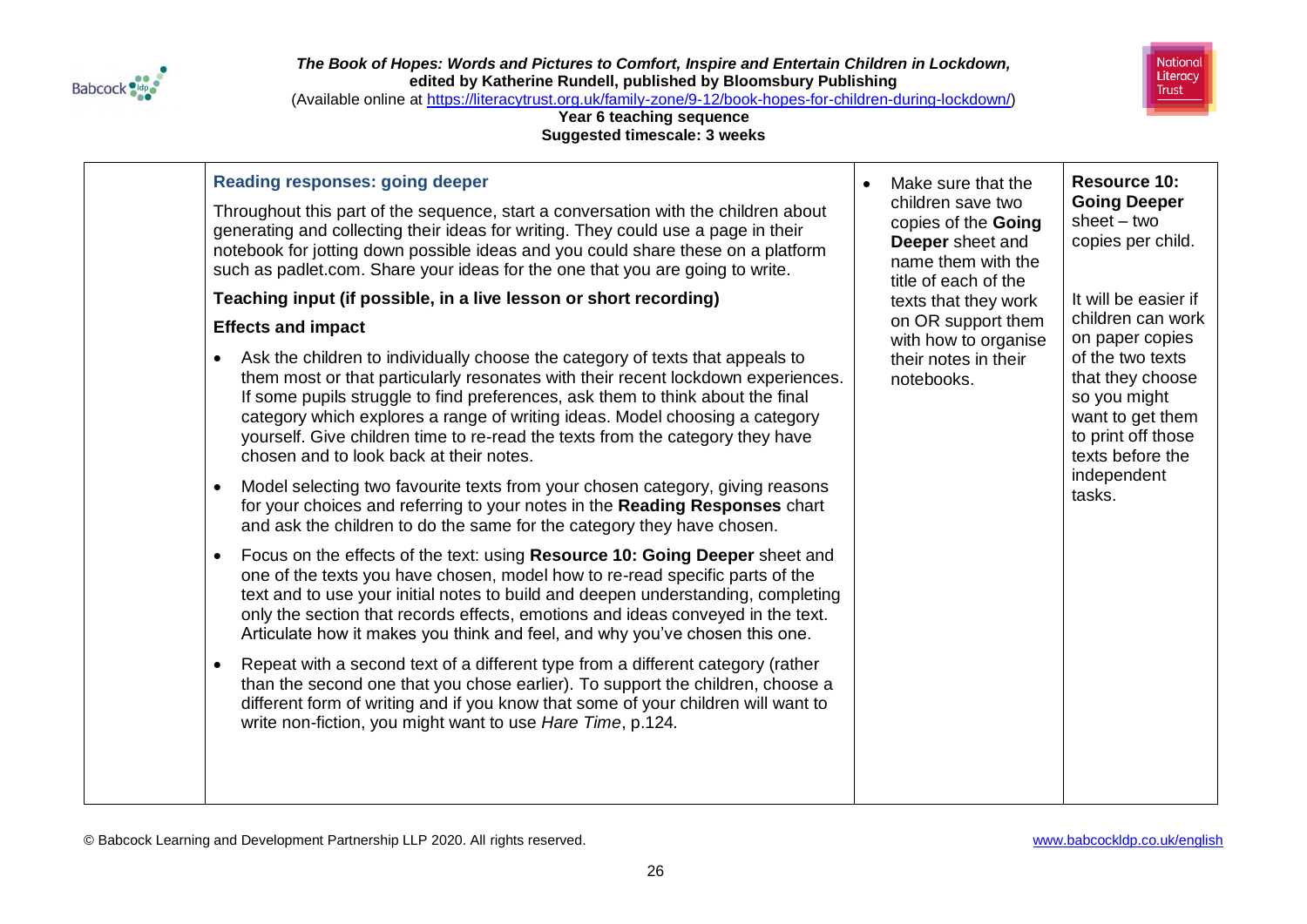| | Reading responses: going deeper<br><br>Throughout this part of the sequence, start a conversation with the children about generating and collecting their ideas for writing. They could use a page in their notebook for jotting down possible ideas and you could share these on a platform such as padlet.com. Share your ideas for the one that you are going to write.<br><br>**Teaching input (if possible, in a live lesson or short recording)**<br><br>**Effects and impact**<br><br>• Ask the children to individually choose the category of texts that appeals to them most or that particularly resonates with their recent lockdown experiences. If some pupils struggle to find preferences, ask them to think about the final category which explores a range of writing ideas. Model choosing a category yourself. Give children time to re-read the texts from the category they have chosen and to look back at their notes.<br><br>• Model selecting two favourite texts from your chosen category, giving reasons for your choices and referring to your notes in the **Reading Responses** chart and ask the children to do the same for the category they have chosen.<br><br>• Focus on the effects of the text: using **Resource 10: Going Deeper** sheet and one of the texts you have chosen, model how to re-read specific parts of the text and to use your initial notes to build and deepen understanding, completing only the section that records effects, emotions and ideas conveyed in the text. Articulate how it makes you think and feel, and why you've chosen this one.<br><br>• Repeat with a second text of a different type from a different category (rather than the second one that you chose earlier). To support the children, choose a different form of writing and if you know that some of your children will want to write non-fiction, you might want to use *Hare Time*, p.124. | • Make sure that the children save two copies of the **Going Deeper** sheet and name them with the title of each of the texts that they work on OR support them with how to organise their notes in their notebooks. | **Resource 10: Going Deeper** sheet – two copies per child.<br><br>It will be easier if children can work on paper copies of the two texts that they choose so you might want to get them to print off those texts before the independent tasks. |
|---|---|---|---|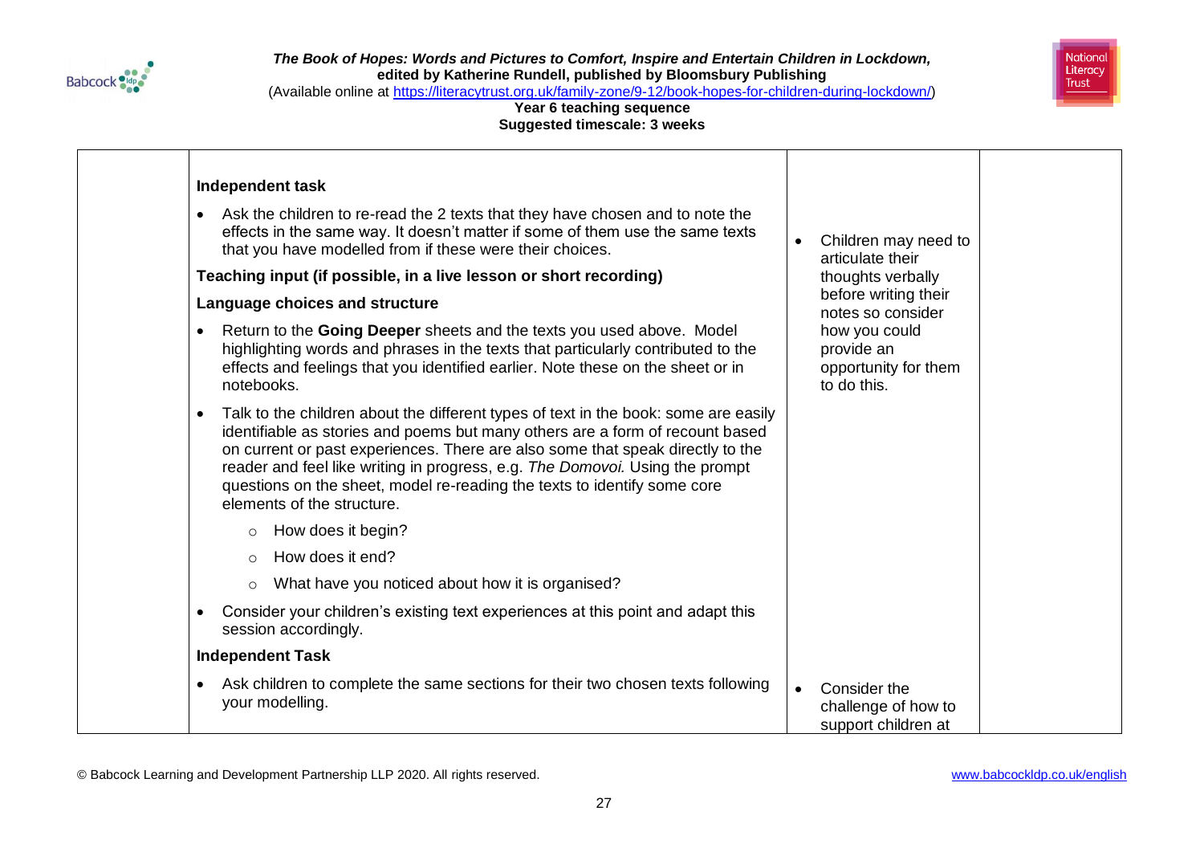| | **Independent task**<br><br>• Ask the children to re-read the 2 texts that they have chosen and to note the effects in the same way. It doesn't matter if some of them use the same texts that you have modelled from if these were their choices.<br><br>**Teaching input (if possible, in a live lesson or short recording)**<br><br>**Language choices and structure**<br><br>• Return to the **Going Deeper** sheets and the texts you used above. Model highlighting words and phrases in the texts that particularly contributed to the effects and feelings that you identified earlier. Note these on the sheet or in notebooks.<br><br>• Talk to the children about the different types of text in the book: some are easily identifiable as stories and poems but many others are a form of recount based on current or past experiences. There are also some that speak directly to the reader and feel like writing in progress, e.g. *The Domovoi.* Using the prompt questions on the sheet, model re-reading the texts to identify some core elements of the structure.<br>  ○ How does it begin?<br>  ○ How does it end?<br>  ○ What have you noticed about how it is organised?<br><br>• Consider your children's existing text experiences at this point and adapt this session accordingly.<br><br>**Independent Task**<br><br>• Ask children to complete the same sections for their two chosen texts following your modelling. | • Children may need to articulate their thoughts verbally before writing their notes so consider how you could provide an opportunity for them to do this.<br><br>• Consider the challenge of how to support children at | |
|---|---|---|---|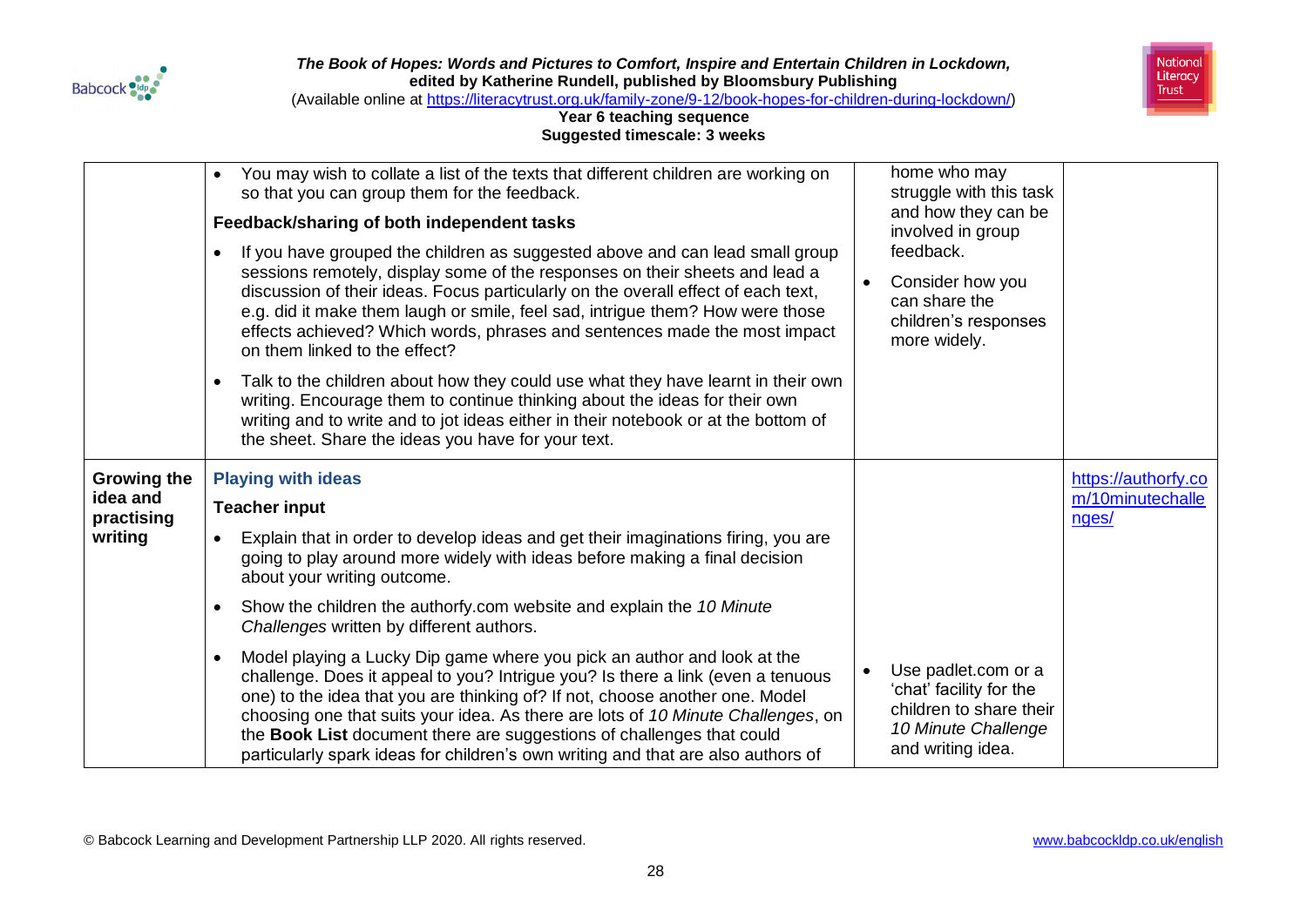| | | | |
|---|---|---|---|
| | • You may wish to collate a list of the texts that different children are working on so that you can group them for the feedback.<br><br>**Feedback/sharing of both independent tasks**<br><br>• If you have grouped the children as suggested above and can lead small group sessions remotely, display some of the responses on their sheets and lead a discussion of their ideas. Focus particularly on the overall effect of each text, e.g. did it make them laugh or smile, feel sad, intrigue them? How were those effects achieved? Which words, phrases and sentences made the most impact on them linked to the effect?<br><br>• Talk to the children about how they could use what they have learnt in their own writing. Encourage them to continue thinking about the ideas for their own writing and to write and to jot ideas either in their notebook or at the bottom of the sheet. Share the ideas you have for your text. | home who may struggle with this task and how they can be involved in group feedback.<br><br>• Consider how you can share the children's responses more widely. | |
| **Growing the idea and practising writing** | **Playing with ideas**<br><br>**Teacher input**<br><br>• Explain that in order to develop ideas and get their imaginations firing, you are going to play around more widely with ideas before making a final decision about your writing outcome.<br><br>• Show the children the authorfy.com website and explain the *10 Minute Challenges* written by different authors.<br><br>• Model playing a Lucky Dip game where you pick an author and look at the challenge. Does it appeal to you? Intrigue you? Is there a link (even a tenuous one) to the idea that you are thinking of? If not, choose another one. Model choosing one that suits your idea. As there are lots of *10 Minute Challenges*, on the **Book List** document there are suggestions of challenges that could particularly spark ideas for children's own writing and that are also authors of | • Use padlet.com or a 'chat' facility for the children to share their *10 Minute Challenge* and writing idea. | https://authorfy.com/10minutechallenges/ |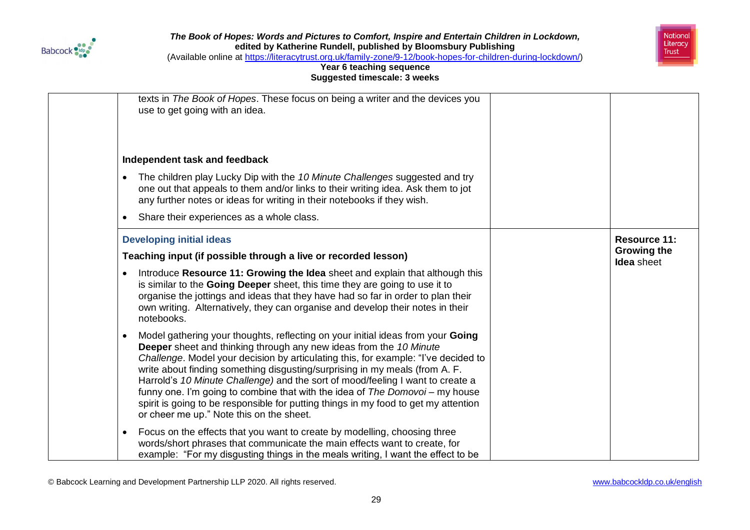| | | | |
|---|---|---|---|
| | texts in *The Book of Hopes*. These focus on being a writer and the devices you use to get going with an idea.<br><br>**Independent task and feedback**<br><br>• The children play Lucky Dip with the *10 Minute Challenges* suggested and try one out that appeals to them and/or links to their writing idea. Ask them to jot any further notes or ideas for writing in their notebooks if they wish.<br>• Share their experiences as a whole class. | | |
| | **Developing initial ideas**<br><br>**Teaching input (if possible through a live or recorded lesson)**<br><br>• Introduce **Resource 11: Growing the Idea** sheet and explain that although this is similar to the **Going Deeper** sheet, this time they are going to use it to organise the jottings and ideas that they have had so far in order to plan their own writing. Alternatively, they can organise and develop their notes in their notebooks.<br>• Model gathering your thoughts, reflecting on your initial ideas from your **Going Deeper** sheet and thinking through any new ideas from the *10 Minute Challenge*. Model your decision by articulating this, for example: "I've decided to write about finding something disgusting/surprising in my meals (from A. F. Harrold's *10 Minute Challenge)* and the sort of mood/feeling I want to create a funny one. I'm going to combine that with the idea of *The Domovoi* – my house spirit is going to be responsible for putting things in my food to get my attention or cheer me up." Note this on the sheet.<br>• Focus on the effects that you want to create by modelling, choosing three words/short phrases that communicate the main effects want to create, for example: "For my disgusting things in the meals writing, I want the effect to be | | **Resource 11: Growing the Idea** sheet |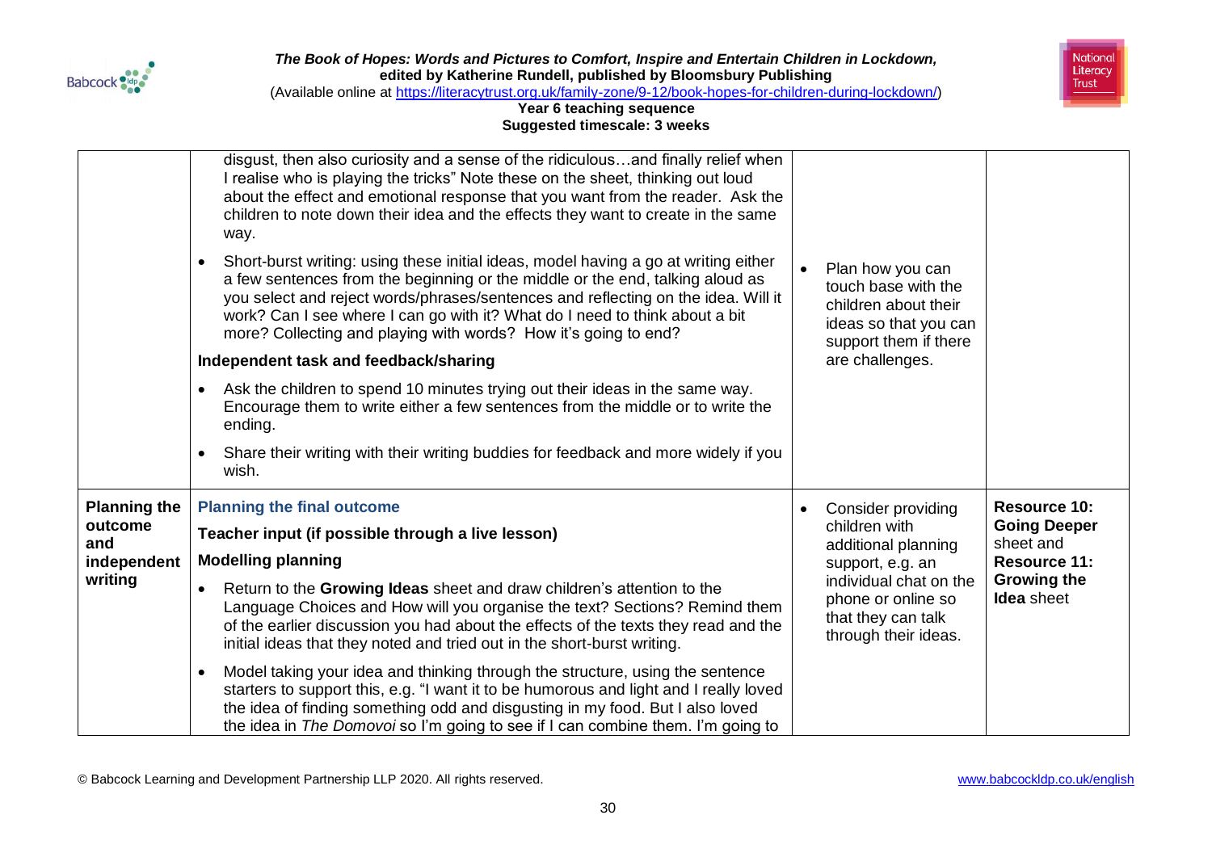| | | | |
|---|---|---|---|
| | disgust, then also curiosity and a sense of the ridiculous…and finally relief when I realise who is playing the tricks" Note these on the sheet, thinking out loud about the effect and emotional response that you want from the reader. Ask the children to note down their idea and the effects they want to create in the same way.<br>• Short-burst writing: using these initial ideas, model having a go at writing either a few sentences from the beginning or the middle or the end, talking aloud as you select and reject words/phrases/sentences and reflecting on the idea. Will it work? Can I see where I can go with it? What do I need to think about a bit more? Collecting and playing with words? How it's going to end?<br>**Independent task and feedback/sharing**<br>• Ask the children to spend 10 minutes trying out their ideas in the same way. Encourage them to write either a few sentences from the middle or to write the ending.<br>• Share their writing with their writing buddies for feedback and more widely if you wish. | • Plan how you can touch base with the children about their ideas so that you can support them if there are challenges. | |
| **Planning the outcome and independent writing** | **Planning the final outcome**<br>**Teacher input (if possible through a live lesson)**<br>**Modelling planning**<br>• Return to the **Growing Ideas** sheet and draw children's attention to the Language Choices and How will you organise the text? Sections? Remind them of the earlier discussion you had about the effects of the texts they read and the initial ideas that they noted and tried out in the short-burst writing.<br>• Model taking your idea and thinking through the structure, using the sentence starters to support this, e.g. "I want it to be humorous and light and I really loved the idea of finding something odd and disgusting in my food. But I also loved the idea in *The Domovoi* so I'm going to see if I can combine them. I'm going to | • Consider providing children with additional planning support, e.g. an individual chat on the phone or online so that they can talk through their ideas. | **Resource 10: Going Deeper** sheet and **Resource 11: Growing the Idea** sheet |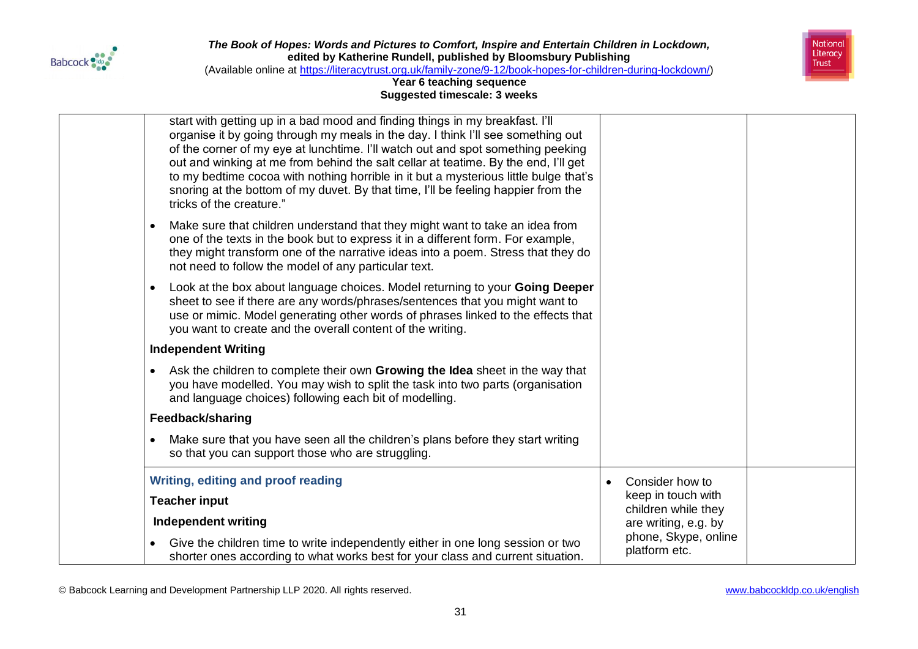| | | | |
|---|---|---|---|
| | start with getting up in a bad mood and finding things in my breakfast. I'll organise it by going through my meals in the day. I think I'll see something out of the corner of my eye at lunchtime. I'll watch out and spot something peeking out and winking at me from behind the salt cellar at teatime. By the end, I'll get to my bedtime cocoa with nothing horrible in it but a mysterious little bulge that's snoring at the bottom of my duvet. By that time, I'll be feeling happier from the tricks of the creature."<br><br>• Make sure that children understand that they might want to take an idea from one of the texts in the book but to express it in a different form. For example, they might transform one of the narrative ideas into a poem. Stress that they do not need to follow the model of any particular text.<br><br>• Look at the box about language choices. Model returning to your **Going Deeper** sheet to see if there are any words/phrases/sentences that you might want to use or mimic. Model generating other words of phrases linked to the effects that you want to create and the overall content of the writing.<br><br>**Independent Writing**<br><br>• Ask the children to complete their own **Growing the Idea** sheet in the way that you have modelled. You may wish to split the task into two parts (organisation and language choices) following each bit of modelling.<br><br>**Feedback/sharing**<br><br>• Make sure that you have seen all the children's plans before they start writing so that you can support those who are struggling. | | |
| | **Writing, editing and proof reading**<br><br>**Teacher input**<br><br>**Independent writing**<br><br>• Give the children time to write independently either in one long session or two shorter ones according to what works best for your class and current situation. | • Consider how to keep in touch with children while they are writing, e.g. by phone, Skype, online platform etc. | |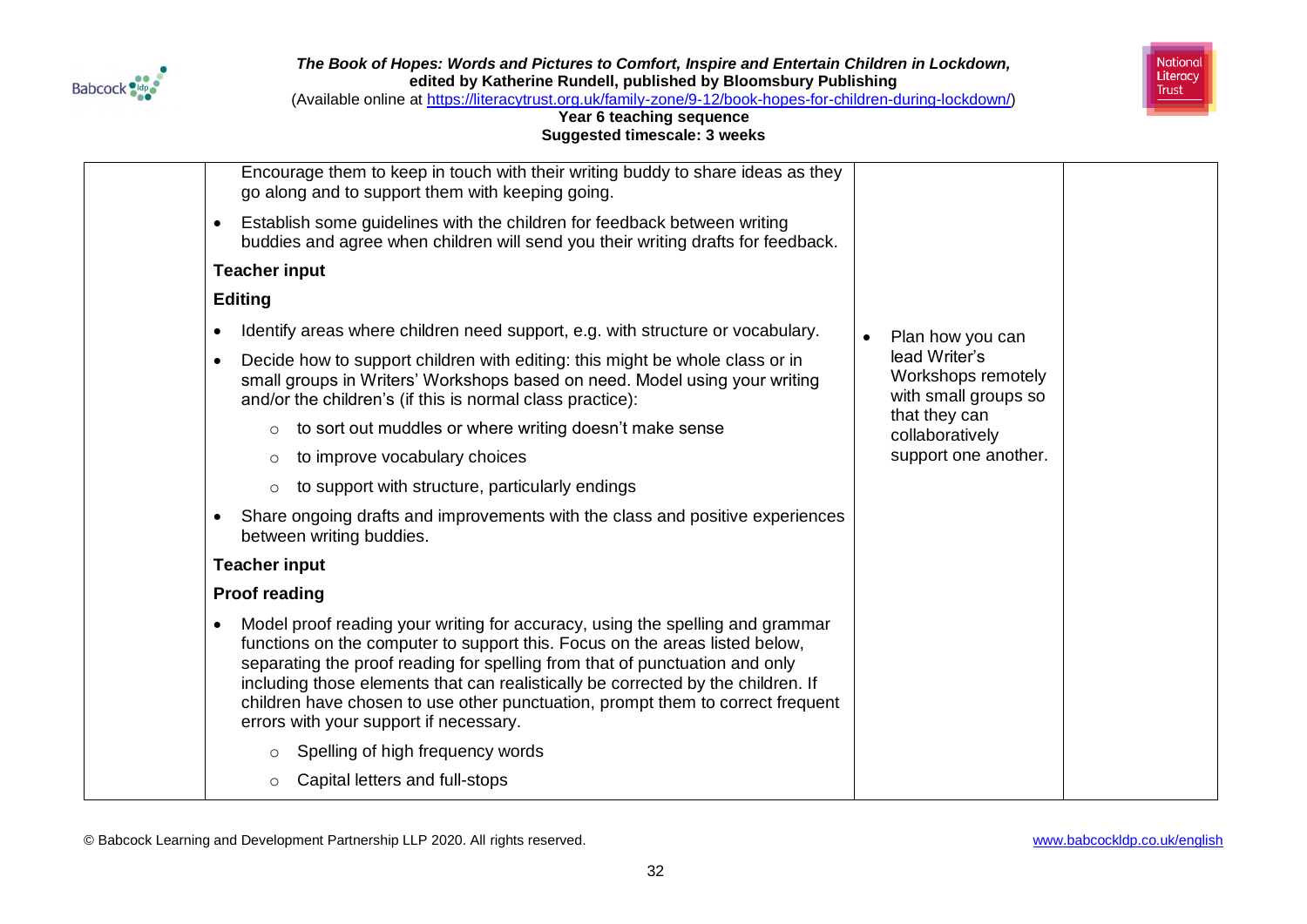| | | | |
|---|---|---|---|
| | Encourage them to keep in touch with their writing buddy to share ideas as they go along and to support them with keeping going.<br>• Establish some guidelines with the children for feedback between writing buddies and agree when children will send you their writing drafts for feedback.<br>**Teacher input**<br>**Editing**<br>• Identify areas where children need support, e.g. with structure or vocabulary.<br>• Decide how to support children with editing: this might be whole class or in small groups in Writers' Workshops based on need. Model using your writing and/or the children's (if this is normal class practice):<br>&nbsp;&nbsp;&nbsp;&nbsp;○ to sort out muddles or where writing doesn't make sense<br>&nbsp;&nbsp;&nbsp;&nbsp;○ to improve vocabulary choices<br>&nbsp;&nbsp;&nbsp;&nbsp;○ to support with structure, particularly endings<br>• Share ongoing drafts and improvements with the class and positive experiences between writing buddies.<br>**Teacher input**<br>**Proof reading**<br>• Model proof reading your writing for accuracy, using the spelling and grammar functions on the computer to support this. Focus on the areas listed below, separating the proof reading for spelling from that of punctuation and only including those elements that can realistically be corrected by the children. If children have chosen to use other punctuation, prompt them to correct frequent errors with your support if necessary.<br>&nbsp;&nbsp;&nbsp;&nbsp;○ Spelling of high frequency words<br>&nbsp;&nbsp;&nbsp;&nbsp;○ Capital letters and full-stops | • Plan how you can lead Writer's Workshops remotely with small groups so that they can collaboratively support one another. | |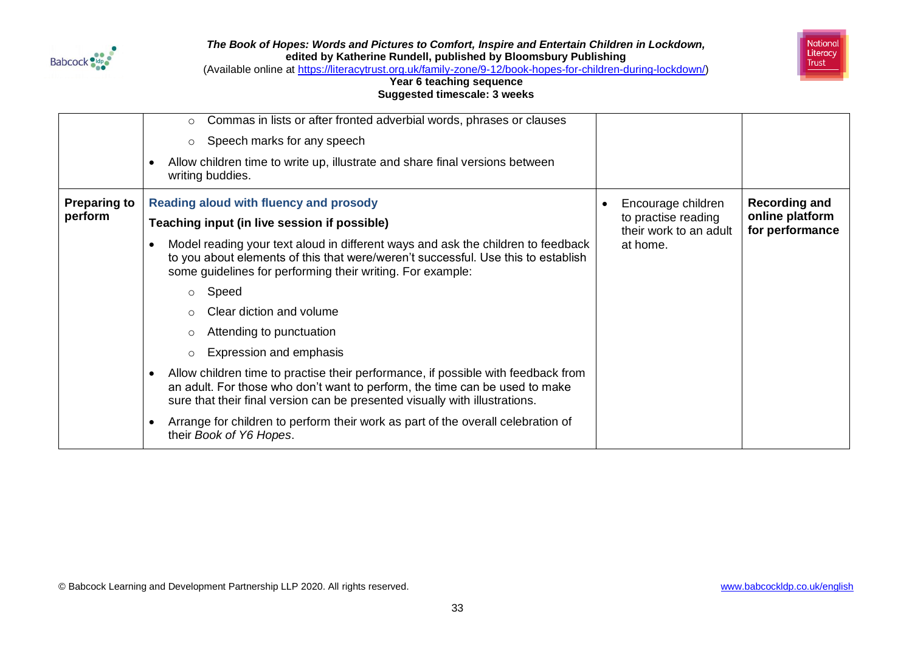| | | | |
|---|---|---|---|
| | <ul><li>Commas in lists or after fronted adverbial words, phrases or clauses</li><li>Speech marks for any speech</li></ul>• Allow children time to write up, illustrate and share final versions between writing buddies. | | |
| **Preparing to perform** | **Reading aloud with fluency and prosody**<br><br>**Teaching input (in live session if possible)**<br><br>• Model reading your text aloud in different ways and ask the children to feedback to you about elements of this that were/weren't successful. Use this to establish some guidelines for performing their writing. For example:<ul><li>Speed</li><li>Clear diction and volume</li><li>Attending to punctuation</li><li>Expression and emphasis</li></ul>• Allow children time to practise their performance, if possible with feedback from an adult. For those who don't want to perform, the time can be used to make sure that their final version can be presented visually with illustrations.<br><br>• Arrange for children to perform their work as part of the overall celebration of their *Book of Y6 Hopes*. | • Encourage children to practise reading their work to an adult at home. | **Recording and online platform for performance** |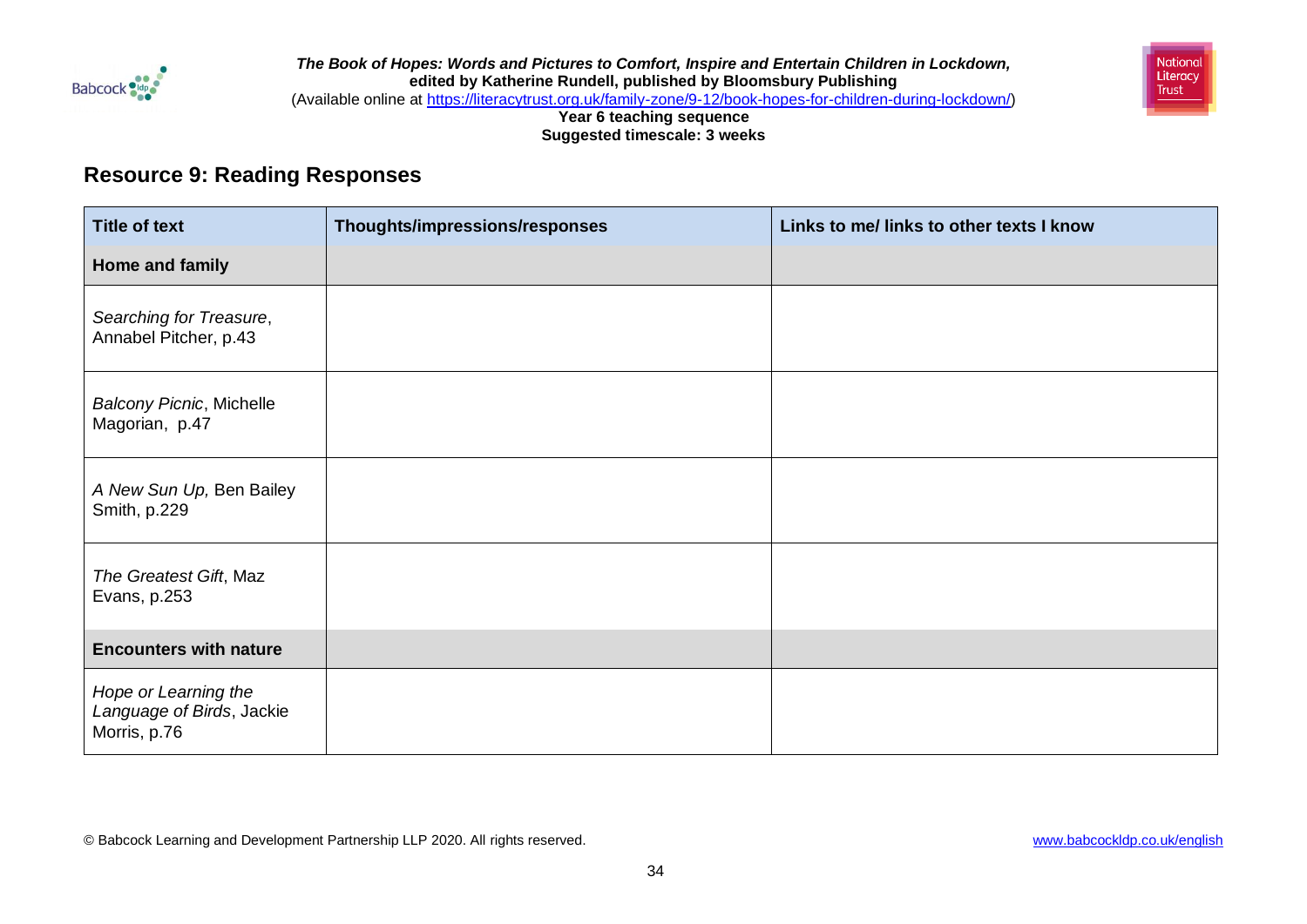## Resource 9: Reading Responses

| Title of text | Thoughts/impressions/responses | Links to me/ links to other texts I know |
| --- | --- | --- |
| **Home and family** | | |
| *Searching for Treasure*, Annabel Pitcher, p.43 | | |
| *Balcony Picnic*, Michelle Magorian, p.47 | | |
| *A New Sun Up,* Ben Bailey Smith, p.229 | | |
| *The Greatest Gift*, Maz Evans, p.253 | | |
| **Encounters with nature** | | |
| *Hope or Learning the Language of Birds*, Jackie Morris, p.76 | | |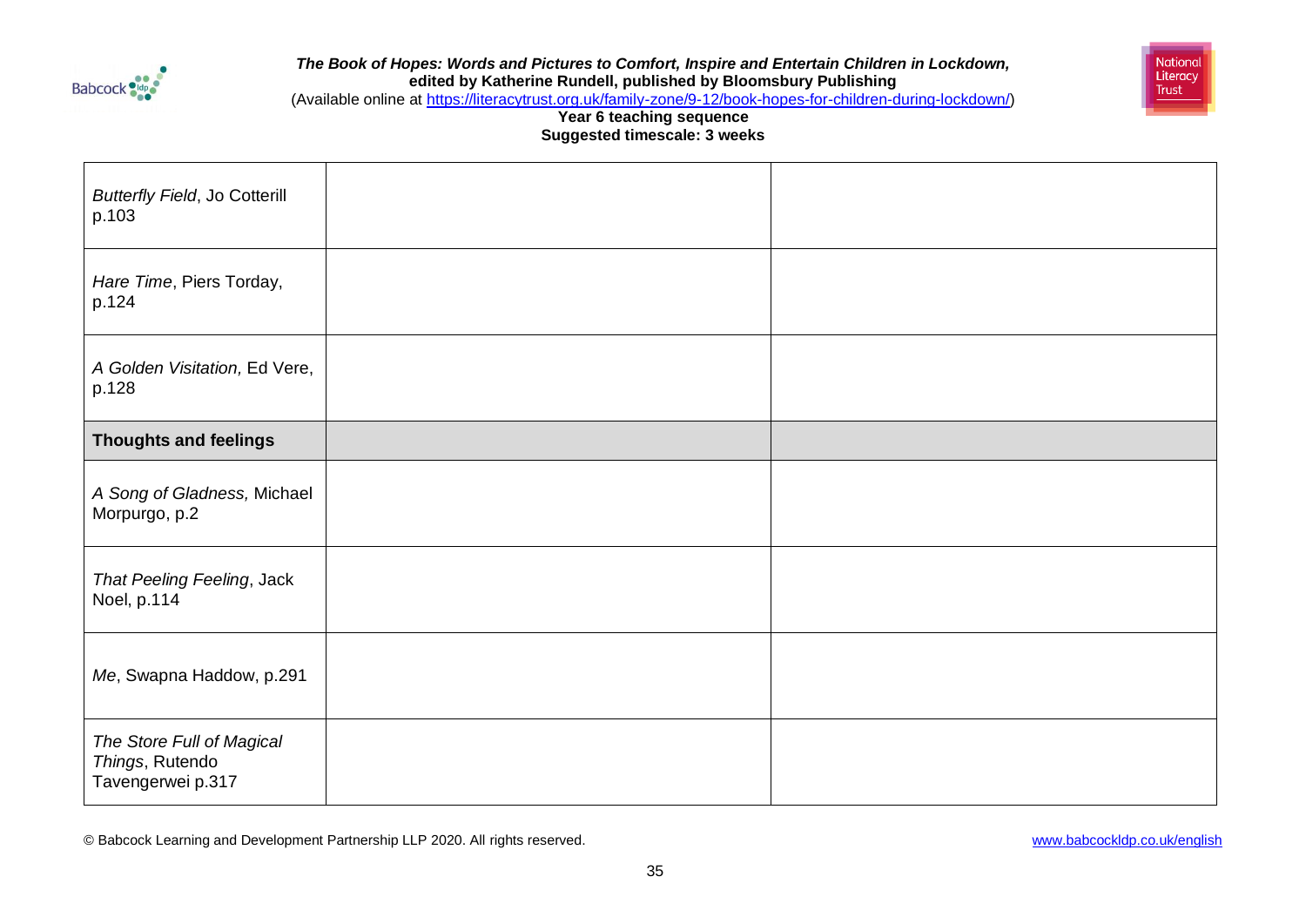| | | |
|---|---|---|
| *Butterfly Field*, Jo Cotterill p.103 | | |
| *Hare Time*, Piers Torday, p.124 | | |
| *A Golden Visitation,* Ed Vere, p.128 | | |
| **Thoughts and feelings** | | |
| *A Song of Gladness,* Michael Morpurgo, p.2 | | |
| *That Peeling Feeling*, Jack Noel, p.114 | | |
| *Me*, Swapna Haddow, p.291 | | |
| *The Store Full of Magical Things*, Rutendo Tavengerwei p.317 | | |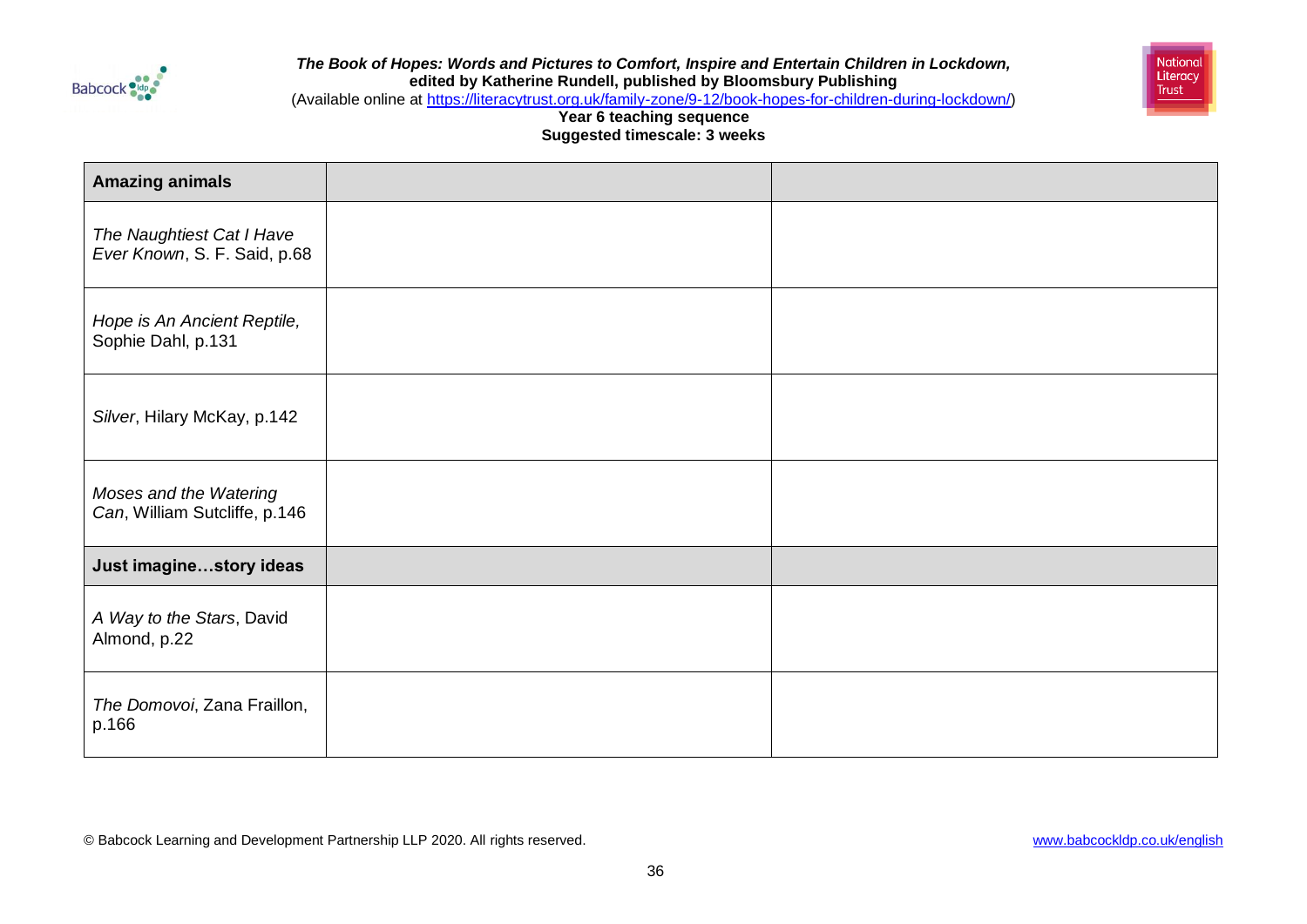**_The Book of Hopes: Words and Pictures to Comfort, Inspire and Entertain Children in Lockdown,_**
**edited by Katherine Rundell, published by Bloomsbury Publishing**
(Available online at https://literacytrust.org.uk/family-zone/9-12/book-hopes-for-children-during-lockdown/)
**Year 6 teaching sequence**
**Suggested timescale: 3 weeks**

| **Amazing animals** | | |
|---|---|---|
| *The Naughtiest Cat I Have Ever Known*, S. F. Said, p.68 | | |
| *Hope is An Ancient Reptile,* Sophie Dahl, p.131 | | |
| *Silver*, Hilary McKay, p.142 | | |
| *Moses and the Watering Can*, William Sutcliffe, p.146 | | |
| **Just imagine…story ideas** | | |
| *A Way to the Stars*, David Almond, p.22 | | |
| *The Domovoi*, Zana Fraillon, p.166 | | |

© Babcock Learning and Development Partnership LLP 2020. All rights reserved. www.babcockldp.co.uk/english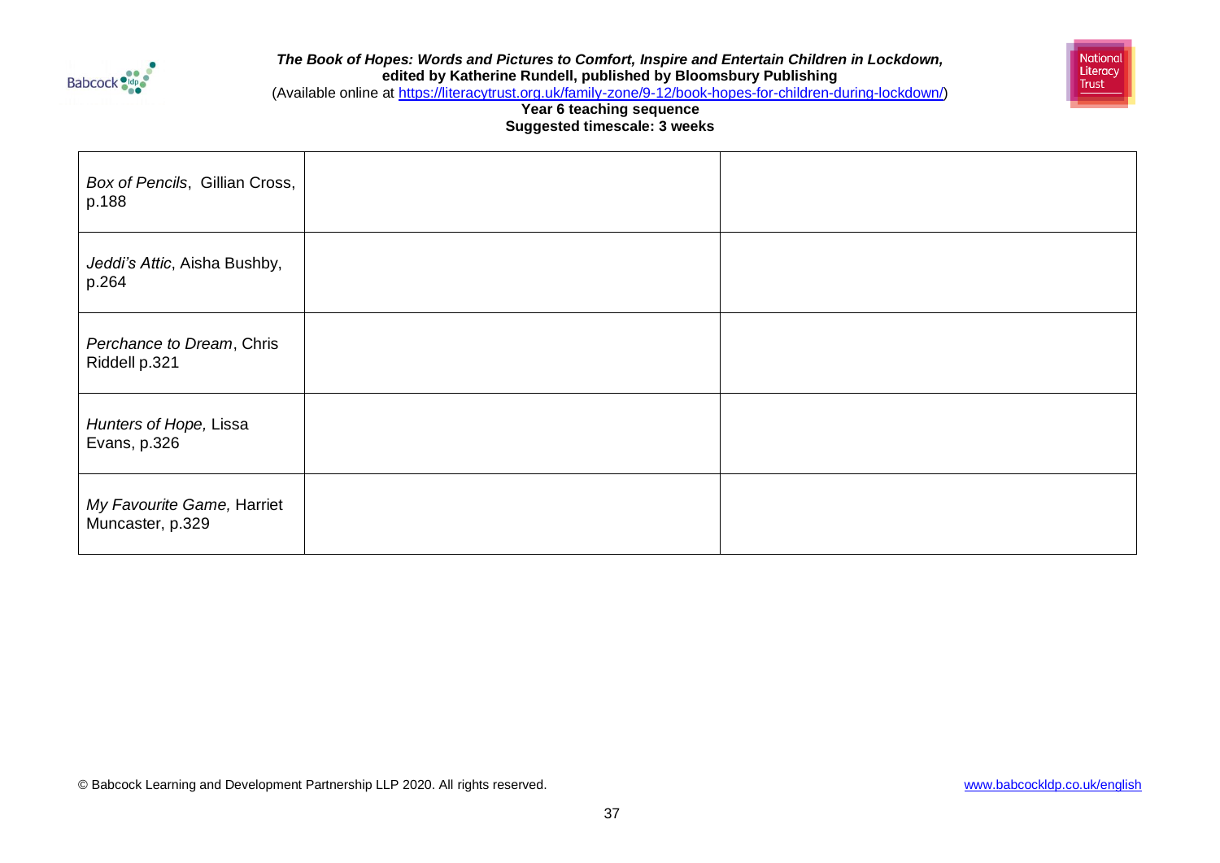| | | |
|---|---|---|
| *Box of Pencils*, Gillian Cross, p.188 | | |
| *Jeddi's Attic*, Aisha Bushby, p.264 | | |
| *Perchance to Dream*, Chris Riddell p.321 | | |
| *Hunters of Hope,* Lissa Evans, p.326 | | |
| *My Favourite Game,* Harriet Muncaster, p.329 | | |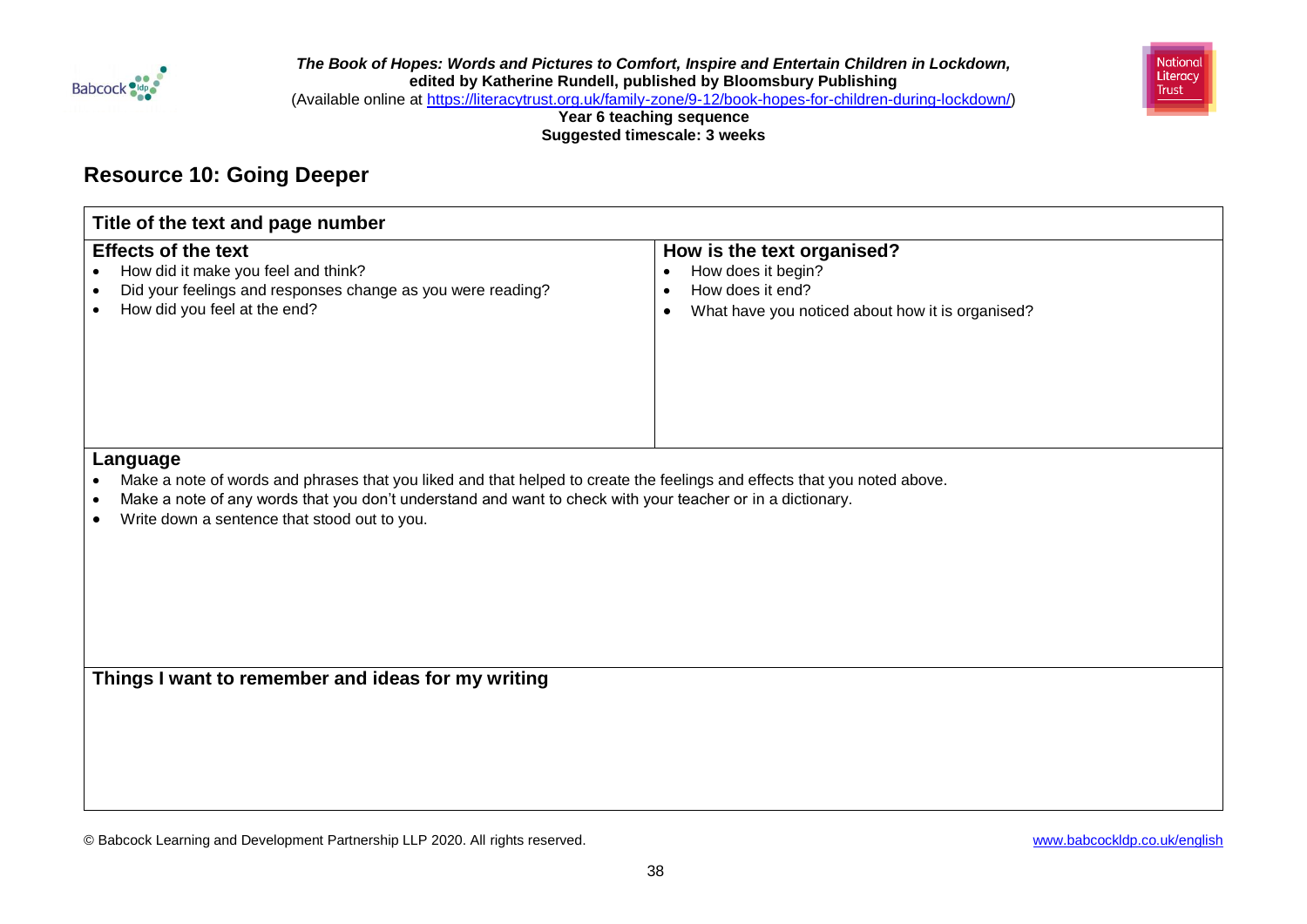## Resource 10: Going Deeper

| Title of the text and page number | |
|---|---|
| **Effects of the text**<br>• How did it make you feel and think?<br>• Did your feelings and responses change as you were reading?<br>• How did you feel at the end? | **How is the text organised?**<br>• How does it begin?<br>• How does it end?<br>• What have you noticed about how it is organised? |
| **Language**<br>• Make a note of words and phrases that you liked and that helped to create the feelings and effects that you noted above.<br>• Make a note of any words that you don't understand and want to check with your teacher or in a dictionary.<br>• Write down a sentence that stood out to you. | |
| **Things I want to remember and ideas for my writing** | |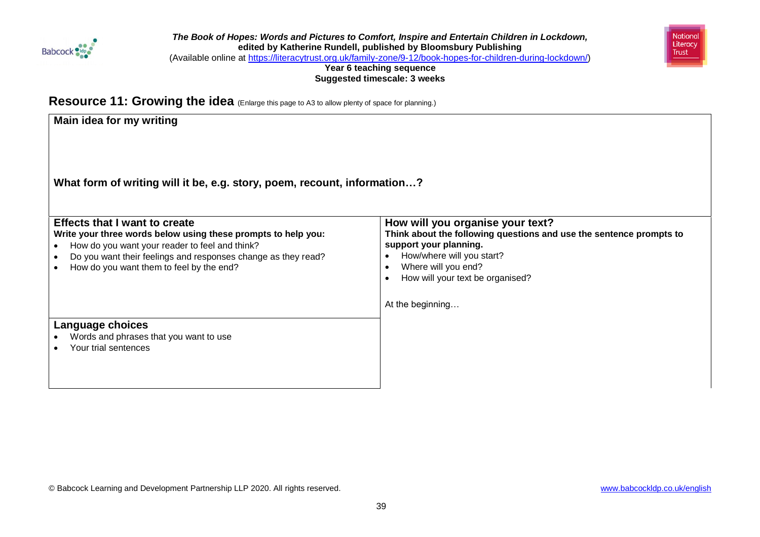## Resource 11: Growing the idea (Enlarge this page to A3 to allow plenty of space for planning.)

### Main idea for my writing

**What form of writing will it be, e.g. story, poem, recount, information…?**

### Effects that I want to create

**Write your three words below using these prompts to help you:**

- How do you want your reader to feel and think?
- Do you want their feelings and responses change as they read?
- How do you want them to feel by the end?

### Language choices

- Words and phrases that you want to use
- Your trial sentences

### How will you organise your text?

**Think about the following questions and use the sentence prompts to support your planning.**

- How/where will you start?
- Where will you end?
- How will your text be organised?

At the beginning…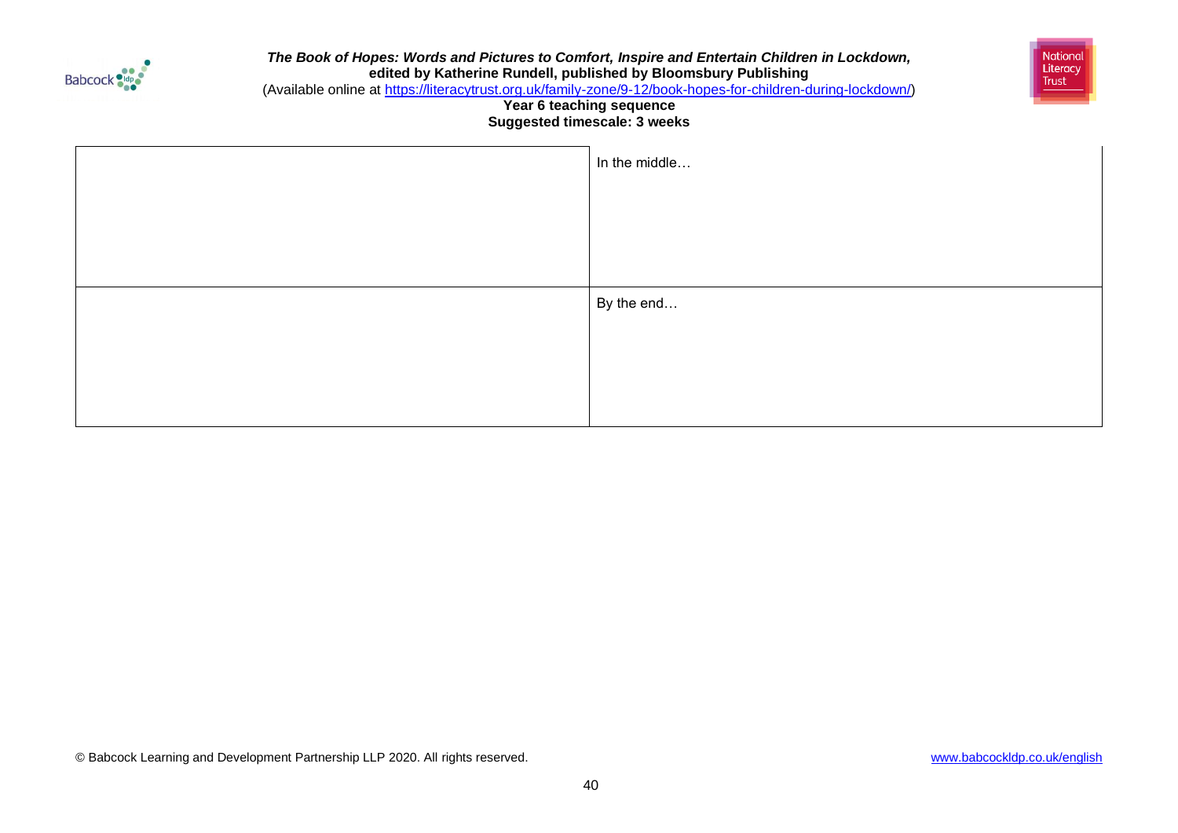| | |
|---|---|
| | In the middle… |
| | By the end… |